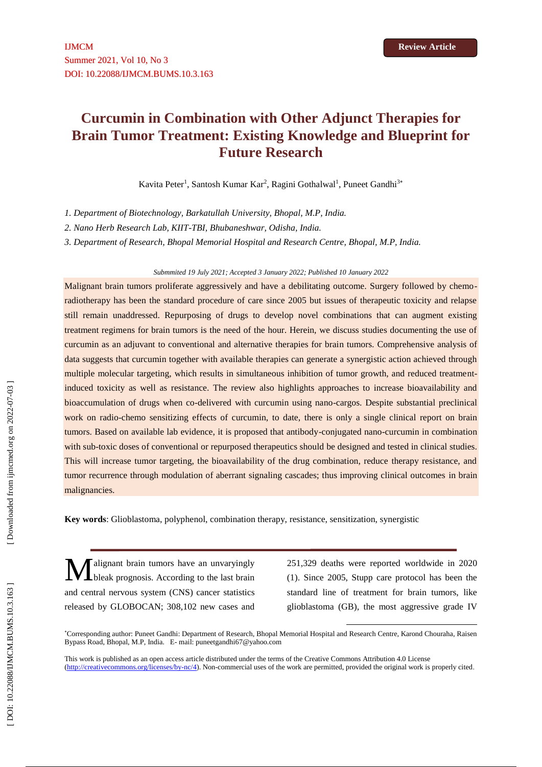Review Article

# Curcumin in Combination with Other Adjunct Therapies for Brain Tumor Treatment: Existing Knowledge and Blueprint for Future Research

Kavita Peter[1], Santosh Kumar Kar[2], Ragini Gothalwal[1], Puneet Gandhi[3*]

*1. Department of Biotechnology, Barkatullah University, Bhopal, M.P, India.*

*2. Nano Herb Research Lab, KIIT-TBI, Bhubaneshwar, Odisha, India.*

*3. Department of Research, Bhopal Memorial Hospital and Research Centre, Bhopal, M.P, India.*

*Submmited 19 July 2021; Accepted 3 January 2022; Published 10 January 2022*

Malignant brain tumors proliferate aggressively and have a debilitating outcome. Surgery followed by chemo-radiotherapy has been the standard procedure of care since 2005 but issues of therapeutic toxicity and relapse still remain unaddressed. Repurposing of drugs to develop novel combinations that can augment existing treatment regimens for brain tumors is the need of the hour. Herein, we discuss studies documenting the use of curcumin as an adjuvant to conventional and alternative therapies for brain tumors. Comprehensive analysis of data suggests that curcumin together with available therapies can generate a synergistic action achieved through multiple molecular targeting, which results in simultaneous inhibition of tumor growth, and reduced treatment-induced toxicity as well as resistance. The review also highlights approaches to increase bioavailability and bioaccumulation of drugs when co-delivered with curcumin using nano-cargos. Despite substantial preclinical work on radio-chemo sensitizing effects of curcumin, to date, there is only a single clinical report on brain tumors. Based on available lab evidence, it is proposed that antibody-conjugated nano-curcumin in combination with sub-toxic doses of conventional or repurposed therapeutics should be designed and tested in clinical studies. This will increase tumor targeting, the bioavailability of the drug combination, reduce therapy resistance, and tumor recurrence through modulation of aberrant signaling cascades; thus improving clinical outcomes in brain malignancies.

**Key words**: Glioblastoma, polyphenol, combination therapy, resistance, sensitization, synergistic

Malignant brain tumors have an unvaryingly bleak prognosis. According to the last brain and central nervous system (CNS) cancer statistics released by GLOBOCAN; 308,102 new cases and 251,329 deaths were reported worldwide in 2020 (1). Since 2005, Stupp care protocol has been the standard line of treatment for brain tumors, like glioblastoma (GB), the most aggressive grade IV

*Corresponding author: Puneet Gandhi: Department of Research, Bhopal Memorial Hospital and Research Centre, Karond Chouraha, Raisen Bypass Road, Bhopal, M.P, India. E- mail: puneetgandhi67@yahoo.com

This work is published as an open access article distributed under the terms of the Creative Commons Attribution 4.0 License (http://creativecommons.org/licenses/by-nc/4). Non-commercial uses of the work are permitted, provided the original work is properly cited.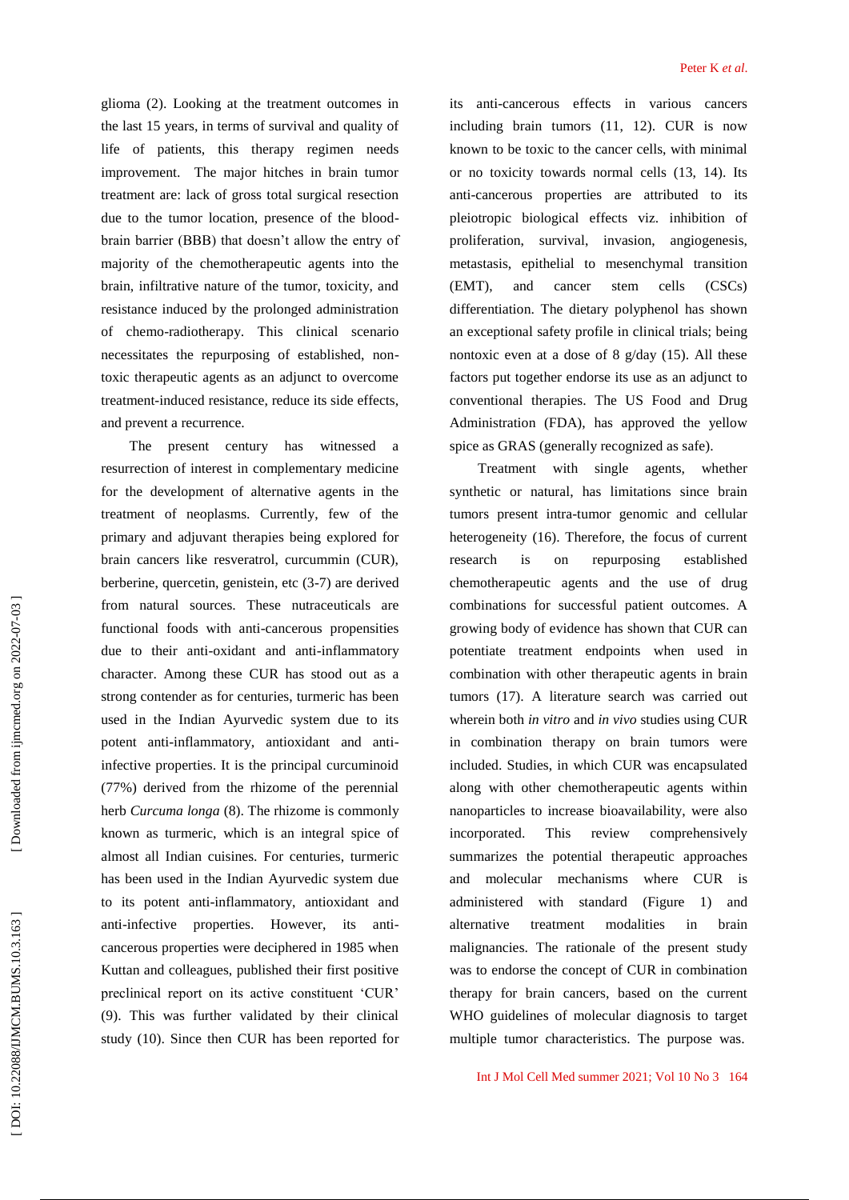glioma (2). Looking at the treatment outcomes in the last 15 years, in terms of survival and quality of life of patients, this therapy regimen needs improvement. The major hitches in brain tumor treatment are: lack of gross total surgical resection due to the tumor location, presence of the blood-brain barrier (BBB) that doesn't allow the entry of majority of the chemotherapeutic agents into the brain, infiltrative nature of the tumor, toxicity, and resistance induced by the prolonged administration of chemo-radiotherapy. This clinical scenario necessitates the repurposing of established, non-toxic therapeutic agents as an adjunct to overcome treatment-induced resistance, reduce its side effects, and prevent a recurrence.

The present century has witnessed a resurrection of interest in complementary medicine for the development of alternative agents in the treatment of neoplasms. Currently, few of the primary and adjuvant therapies being explored for brain cancers like resveratrol, curcummin (CUR), berberine, quercetin, genistein, etc (3-7) are derived from natural sources. These nutraceuticals are functional foods with anti-cancerous propensities due to their anti-oxidant and anti-inflammatory character. Among these CUR has stood out as a strong contender as for centuries, turmeric has been used in the Indian Ayurvedic system due to its potent anti-inflammatory, antioxidant and anti-infective properties. It is the principal curcuminoid (77%) derived from the rhizome of the perennial herb *Curcuma longa* (8). The rhizome is commonly known as turmeric, which is an integral spice of almost all Indian cuisines. For centuries, turmeric has been used in the Indian Ayurvedic system due to its potent anti-inflammatory, antioxidant and anti-infective properties. However, its anti-cancerous properties were deciphered in 1985 when Kuttan and colleagues, published their first positive preclinical report on its active constituent 'CUR' (9). This was further validated by their clinical study (10). Since then CUR has been reported for its anti-cancerous effects in various cancers including brain tumors (11, 12). CUR is now known to be toxic to the cancer cells, with minimal or no toxicity towards normal cells (13, 14). Its anti-cancerous properties are attributed to its pleiotropic biological effects viz. inhibition of proliferation, survival, invasion, angiogenesis, metastasis, epithelial to mesenchymal transition (EMT), and cancer stem cells (CSCs) differentiation. The dietary polyphenol has shown an exceptional safety profile in clinical trials; being nontoxic even at a dose of 8 g/day (15). All these factors put together endorse its use as an adjunct to conventional therapies. The US Food and Drug Administration (FDA), has approved the yellow spice as GRAS (generally recognized as safe).

Treatment with single agents, whether synthetic or natural, has limitations since brain tumors present intra-tumor genomic and cellular heterogeneity (16). Therefore, the focus of current research is on repurposing established chemotherapeutic agents and the use of drug combinations for successful patient outcomes. A growing body of evidence has shown that CUR can potentiate treatment endpoints when used in combination with other therapeutic agents in brain tumors (17). A literature search was carried out wherein both *in vitro* and *in vivo* studies using CUR in combination therapy on brain tumors were included. Studies, in which CUR was encapsulated along with other chemotherapeutic agents within nanoparticles to increase bioavailability, were also incorporated. This review comprehensively summarizes the potential therapeutic approaches and molecular mechanisms where CUR is administered with standard (Figure 1) and alternative treatment modalities in brain malignancies. The rationale of the present study was to endorse the concept of CUR in combination therapy for brain cancers, based on the current WHO guidelines of molecular diagnosis to target multiple tumor characteristics. The purpose was.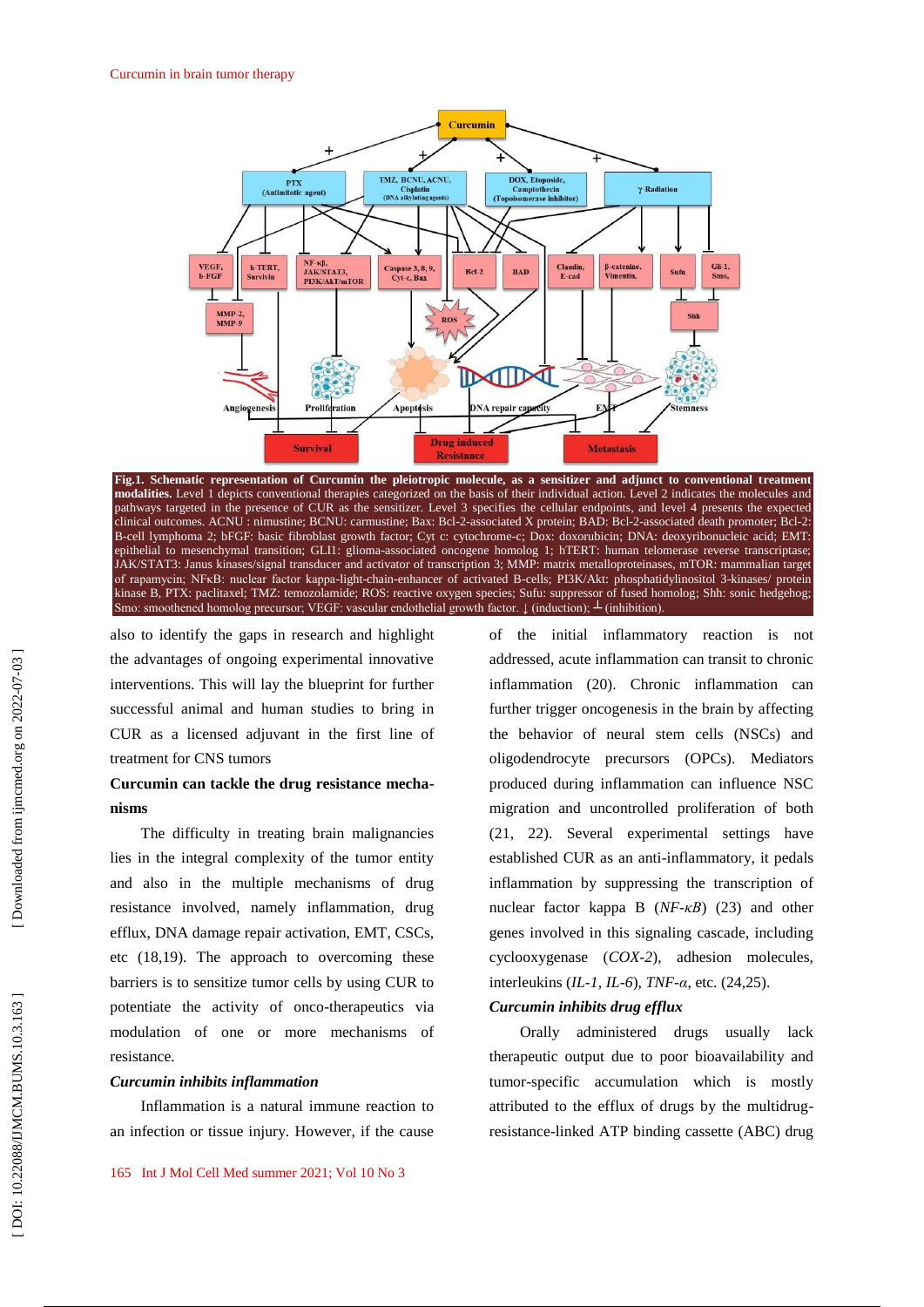**Fig.1. Schematic representation of Curcumin the pleiotropic molecule, as a sensitizer and adjunct to conventional treatment modalities.** Level 1 depicts conventional therapies categorized on the basis of their individual action. Level 2 indicates the molecules and pathways targeted in the presence of CUR as the sensitizer. Level 3 specifies the cellular endpoints, and level 4 presents the expected clinical outcomes. ACNU : nimustine; BCNU: carmustine; Bax: Bcl-2-associated X protein; BAD: Bcl-2-associated death promoter; Bcl-2: B-cell lymphoma 2; bFGF: basic fibroblast growth factor; Cyt c: cytochrome-c; Dox: doxorubicin; DNA: deoxyribonucleic acid; EMT: epithelial to mesenchymal transition; GLI1: glioma-associated oncogene homolog 1; hTERT: human telomerase reverse transcriptase; JAK/STAT3: Janus kinases/signal transducer and activator of transcription 3; MMP: matrix metalloproteinases, mTOR: mammalian target of rapamycin; NFκB: nuclear factor kappa-light-chain-enhancer of activated B-cells; PI3K/Akt: phosphatidylinositol 3-kinases/ protein kinase B, PTX: paclitaxel; TMZ: temozolamide; ROS: reactive oxygen species; Sufu: suppressor of fused homolog; Shh: sonic hedgehog; Smo: smoothened homolog precursor; VEGF: vascular endothelial growth factor. ↓ (induction); ⊥ (inhibition).

also to identify the gaps in research and highlight the advantages of ongoing experimental innovative interventions. This will lay the blueprint for further successful animal and human studies to bring in CUR as a licensed adjuvant in the first line of treatment for CNS tumors

**Curcumin can tackle the drug resistance mechanisms**

The difficulty in treating brain malignancies lies in the integral complexity of the tumor entity and also in the multiple mechanisms of drug resistance involved, namely inflammation, drug efflux, DNA damage repair activation, EMT, CSCs, etc (18,19). The approach to overcoming these barriers is to sensitize tumor cells by using CUR to potentiate the activity of onco-therapeutics via modulation of one or more mechanisms of resistance.

***Curcumin inhibits inflammation***

Inflammation is a natural immune reaction to an infection or tissue injury. However, if the cause of the initial inflammatory reaction is not addressed, acute inflammation can transit to chronic inflammation (20). Chronic inflammation can further trigger oncogenesis in the brain by affecting the behavior of neural stem cells (NSCs) and oligodendrocyte precursors (OPCs). Mediators produced during inflammation can influence NSC migration and uncontrolled proliferation of both (21, 22). Several experimental settings have established CUR as an anti-inflammatory, it pedals inflammation by suppressing the transcription of nuclear factor kappa B (*NF-κB*) (23) and other genes involved in this signaling cascade, including cyclooxygenase (*COX-2*), adhesion molecules, interleukins (*IL-1*, *IL-6*), *TNF-α*, etc. (24,25).

***Curcumin inhibits drug efflux***

Orally administered drugs usually lack therapeutic output due to poor bioavailability and tumor-specific accumulation which is mostly attributed to the efflux of drugs by the multidrug-resistance-linked ATP binding cassette (ABC) drug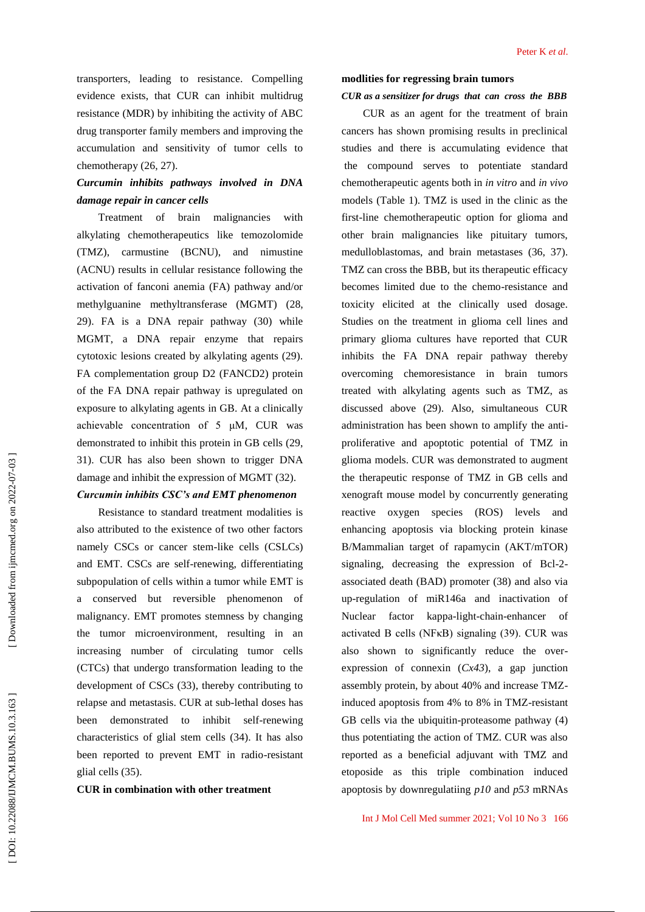transporters, leading to resistance. Compelling evidence exists, that CUR can inhibit multidrug resistance (MDR) by inhibiting the activity of ABC drug transporter family members and improving the accumulation and sensitivity of tumor cells to chemotherapy (26, 27).

### *Curcumin inhibits pathways involved in DNA damage repair in cancer cells*

Treatment of brain malignancies with alkylating chemotherapeutics like temozolomide (TMZ), carmustine (BCNU), and nimustine (ACNU) results in cellular resistance following the activation of fanconi anemia (FA) pathway and/or methylguanine methyltransferase (MGMT) (28, 29). FA is a DNA repair pathway (30) while MGMT, a DNA repair enzyme that repairs cytotoxic lesions created by alkylating agents (29). FA complementation group D2 (FANCD2) protein of the FA DNA repair pathway is upregulated on exposure to alkylating agents in GB. At a clinically achievable concentration of 5 µM, CUR was demonstrated to inhibit this protein in GB cells (29, 31). CUR has also been shown to trigger DNA damage and inhibit the expression of MGMT (32).

### *Curcumin inhibits CSC's and EMT phenomenon*

Resistance to standard treatment modalities is also attributed to the existence of two other factors namely CSCs or cancer stem-like cells (CSLCs) and EMT. CSCs are self-renewing, differentiating subpopulation of cells within a tumor while EMT is a conserved but reversible phenomenon of malignancy. EMT promotes stemness by changing the tumor microenvironment, resulting in an increasing number of circulating tumor cells (CTCs) that undergo transformation leading to the development of CSCs (33), thereby contributing to relapse and metastasis. CUR at sub-lethal doses has been demonstrated to inhibit self-renewing characteristics of glial stem cells (34). It has also been reported to prevent EMT in radio-resistant glial cells (35).

## CUR in combination with other treatment modlities for regressing brain tumors

### *CUR as a sensitizer for drugs that can cross the BBB*

CUR as an agent for the treatment of brain cancers has shown promising results in preclinical studies and there is accumulating evidence that the compound serves to potentiate standard chemotherapeutic agents both in *in vitro* and *in vivo* models (Table 1). TMZ is used in the clinic as the first-line chemotherapeutic option for glioma and other brain malignancies like pituitary tumors, medulloblastomas, and brain metastases (36, 37). TMZ can cross the BBB, but its therapeutic efficacy becomes limited due to the chemo-resistance and toxicity elicited at the clinically used dosage. Studies on the treatment in glioma cell lines and primary glioma cultures have reported that CUR inhibits the FA DNA repair pathway thereby overcoming chemoresistance in brain tumors treated with alkylating agents such as TMZ, as discussed above (29). Also, simultaneous CUR administration has been shown to amplify the anti-proliferative and apoptotic potential of TMZ in glioma models. CUR was demonstrated to augment the therapeutic response of TMZ in GB cells and xenograft mouse model by concurrently generating reactive oxygen species (ROS) levels and enhancing apoptosis via blocking protein kinase B/Mammalian target of rapamycin (AKT/mTOR) signaling, decreasing the expression of Bcl-2-associated death (BAD) promoter (38) and also via up-regulation of miR146a and inactivation of Nuclear factor kappa-light-chain-enhancer of activated B cells (NFκB) signaling (39). CUR was also shown to significantly reduce the over-expression of connexin (*Cx43*), a gap junction assembly protein, by about 40% and increase TMZ-induced apoptosis from 4% to 8% in TMZ-resistant GB cells via the ubiquitin-proteasome pathway (4) thus potentiating the action of TMZ. CUR was also reported as a beneficial adjuvant with TMZ and etoposide as this triple combination induced apoptosis by downregulatiing *p10* and *p53* mRNAs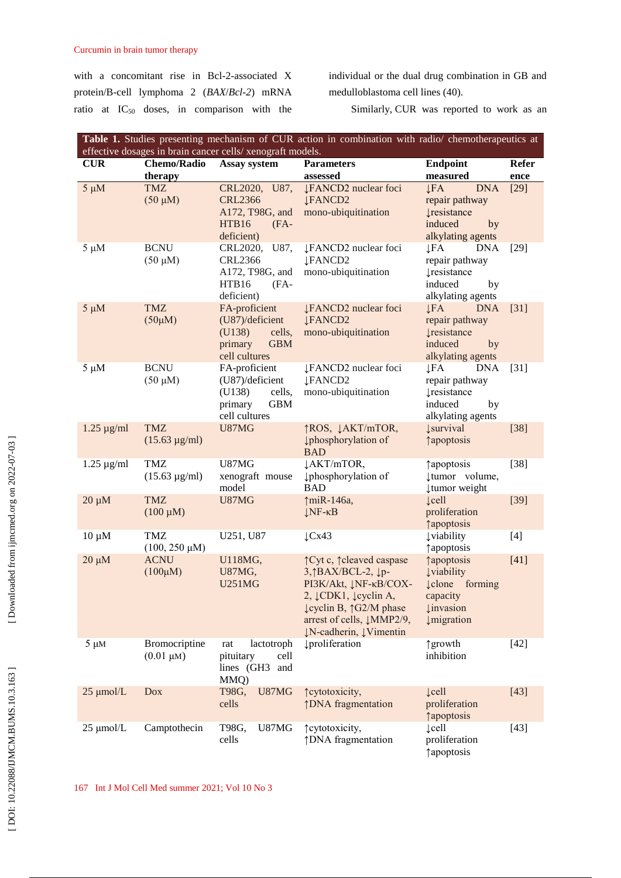with a concomitant rise in Bcl-2-associated X protein/B-cell lymphoma 2 (*BAX*/*Bcl-2*) mRNA ratio at $IC_{50}$ doses, in comparison with the individual or the dual drug combination in GB and medulloblastoma cell lines (40).

Similarly, CUR was reported to work as an

**Table 1.** Studies presenting mechanism of CUR action in combination with radio/ chemotherapeutics at effective dosages in brain cancer cells/ xenograft models.

| CUR | Chemo/Radio therapy | Assay system | Parameters assessed | Endpoint measured | Reference |
|---|---|---|---|---|---|
| 5 µM | TMZ (50 µM) | CRL2020, U87, CRL2366 A172, T98G, and HTB16 (FA-deficient) | ↓FANCD2 nuclear foci ↓FANCD2 mono-ubiquitination | ↓FA DNA repair pathway ↓resistance induced by alkylating agents | [29] |
| 5 µM | BCNU (50 µM) | CRL2020, U87, CRL2366 A172, T98G, and HTB16 (FA-deficient) | ↓FANCD2 nuclear foci ↓FANCD2 mono-ubiquitination | ↓FA DNA repair pathway ↓resistance induced by alkylating agents | [29] |
| 5 µM | TMZ (50µM) | FA-proficient (U87)/deficient (U138) cells, primary GBM cell cultures | ↓FANCD2 nuclear foci ↓FANCD2 mono-ubiquitination | ↓FA DNA repair pathway ↓resistance induced by alkylating agents | [31] |
| 5 µM | BCNU (50 µM) | FA-proficient (U87)/deficient (U138) cells, primary GBM cell cultures | ↓FANCD2 nuclear foci ↓FANCD2 mono-ubiquitination | ↓FA DNA repair pathway ↓resistance induced by alkylating agents | [31] |
| 1.25 µg/ml | TMZ (15.63 µg/ml) | U87MG | ↑ROS, ↓AKT/mTOR, ↓phosphorylation of BAD | ↓survival ↑apoptosis | [38] |
| 1.25 µg/ml | TMZ (15.63 µg/ml) | U87MG xenograft mouse model | ↓AKT/mTOR, ↓phosphorylation of BAD | ↑apoptosis ↓tumor volume, ↓tumor weight | [38] |
| 20 µM | TMZ (100 µM) | U87MG | ↑miR-146a, ↓NF-κB | ↓cell proliferation ↑apoptosis | [39] |
| 10 µM | TMZ (100, 250 µM) | U251, U87 | ↓Cx43 | ↓viability ↑apoptosis | [4] |
| 20 µM | ACNU (100µM) | U118MG, U87MG, U251MG | ↑Cyt c, ↑cleaved caspase 3,↑BAX/BCL-2, ↓p-PI3K/Akt, ↓NF-κB/COX-2, ↓CDK1, ↓cyclin A, ↓cyclin B, ↑G2/M phase arrest of cells, ↓MMP2/9, ↓N-cadherin, ↓Vimentin | ↑apoptosis ↓viability ↓clone forming capacity ↓invasion ↓migration | [41] |
| 5 µM | Bromocriptine (0.01 µM) | rat lactotroph pituitary cell lines (GH3 and MMQ) | ↓proliferation | ↑growth inhibition | [42] |
| 25 µmol/L | Dox | T98G, U87MG cells | ↑cytotoxicity, ↑DNA fragmentation | ↓cell proliferation ↑apoptosis | [43] |
| 25 µmol/L | Camptothecin | T98G, U87MG cells | ↑cytotoxicity, ↑DNA fragmentation | ↓cell proliferation ↑apoptosis | [43] |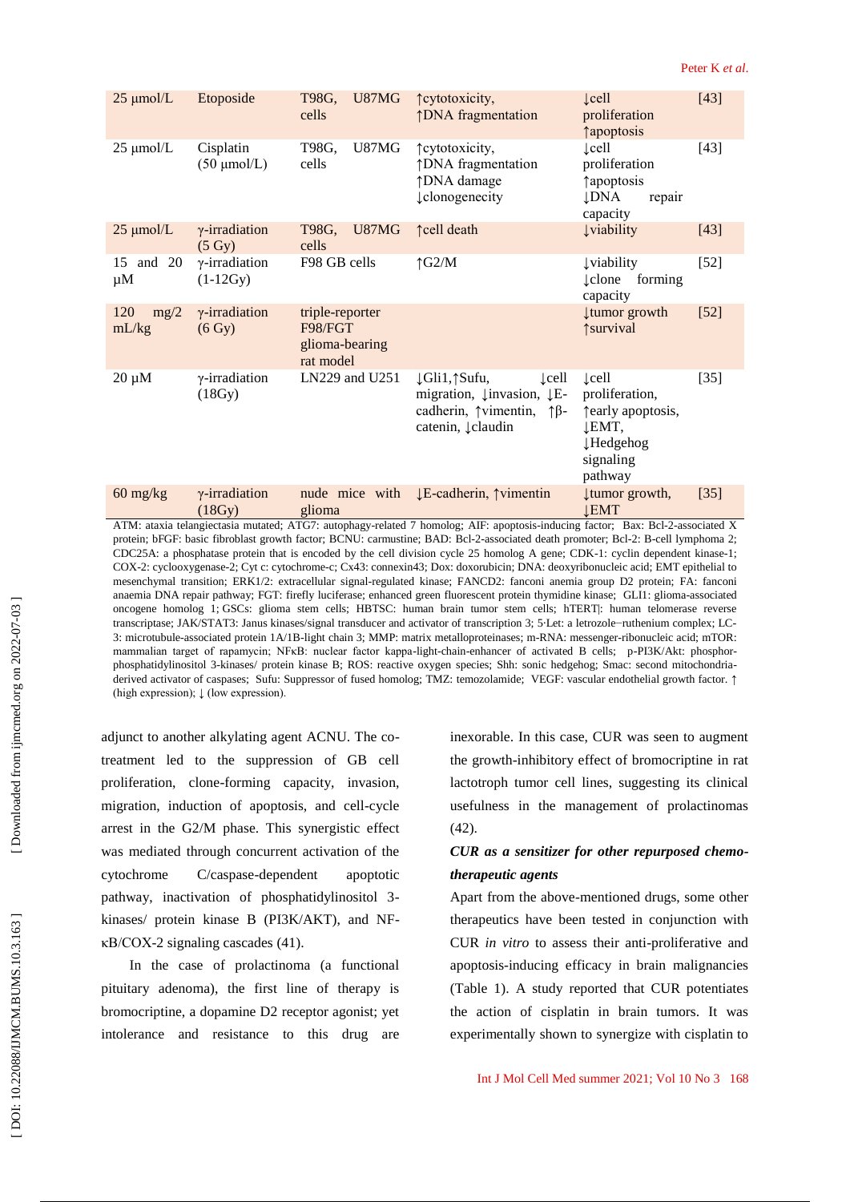| | | | | | |
|---|---|---|---|---|---|
| 25 μmol/L | Etoposide | T98G, U87MG cells | ↑cytotoxicity, ↑DNA fragmentation | ↓cell proliferation ↑apoptosis | [43] |
| 25 μmol/L | Cisplatin (50 μmol/L) | T98G, U87MG cells | ↑cytotoxicity, ↑DNA fragmentation ↑DNA damage ↓clonogenecity | ↓cell proliferation ↑apoptosis ↓DNA repair capacity | [43] |
| 25 μmol/L | γ-irradiation (5 Gy) | T98G, U87MG cells | ↑cell death | ↓viability | [43] |
| 15 and 20 μM | γ-irradiation (1-12Gy) | F98 GB cells | ↑G2/M | ↓viability ↓clone forming capacity | [52] |
| 120 mg/2 mL/kg | γ-irradiation (6 Gy) | triple-reporter F98/FGT glioma-bearing rat model | | ↓tumor growth ↑survival | [52] |
| 20 μM | γ-irradiation (18Gy) | LN229 and U251 | ↓Gli1,↑Sufu, ↓cell migration, ↓invasion, ↓E-cadherin, ↑vimentin, ↑β-catenin, ↓claudin | ↓cell proliferation, ↑early apoptosis, ↓EMT, ↓Hedgehog signaling pathway | [35] |
| 60 mg/kg | γ-irradiation (18Gy) | nude mice with glioma | ↓E-cadherin, ↑vimentin | ↓tumor growth, ↓EMT | [35] |

ATM: ataxia telangiectasia mutated; ATG7: autophagy-related 7 homolog; AIF: apoptosis-inducing factor; Bax: Bcl-2-associated X protein; bFGF: basic fibroblast growth factor; BCNU: carmustine; BAD: Bcl-2-associated death promoter; Bcl-2: B-cell lymphoma 2; CDC25A: a phosphatase protein that is encoded by the cell division cycle 25 homolog A gene; CDK-1: cyclin dependent kinase-1; COX-2: cyclooxygenase-2; Cyt c: cytochrome-c; Cx43: connexin43; Dox: doxorubicin; DNA: deoxyribonucleic acid; EMT epithelial to mesenchymal transition; ERK1/2: extracellular signal-regulated kinase; FANCD2: fanconi anemia group D2 protein; FA: fanconi anaemia DNA repair pathway; FGT: firefly luciferase; enhanced green fluorescent protein thymidine kinase; GLI1: glioma-associated oncogene homolog 1; GSCs: glioma stem cells; HBTSC: human brain tumor stem cells; hTERT|: human telomerase reverse transcriptase; JAK/STAT3: Janus kinases/signal transducer and activator of transcription 3; 5·Let: a letrozole−ruthenium complex; LC-3: microtubule-associated protein 1A/1B-light chain 3; MMP: matrix metalloproteinases; m-RNA: messenger-ribonucleic acid; mTOR: mammalian target of rapamycin; NFκB: nuclear factor kappa-light-chain-enhancer of activated B cells; p-PI3K/Akt: phosphor-phosphatidylinositol 3-kinases/ protein kinase B; ROS: reactive oxygen species; Shh: sonic hedgehog; Smac: second mitochondria-derived activator of caspases; Sufu: Suppressor of fused homolog; TMZ: temozolamide; VEGF: vascular endothelial growth factor. ↑ (high expression); ↓ (low expression).

adjunct to another alkylating agent ACNU. The co-treatment led to the suppression of GB cell proliferation, clone-forming capacity, invasion, migration, induction of apoptosis, and cell-cycle arrest in the G2/M phase. This synergistic effect was mediated through concurrent activation of the cytochrome C/caspase-dependent apoptotic pathway, inactivation of phosphatidylinositol 3-kinases/ protein kinase B (PI3K/AKT), and NF-κB/COX-2 signaling cascades (41).

In the case of prolactinoma (a functional pituitary adenoma), the first line of therapy is bromocriptine, a dopamine D2 receptor agonist; yet intolerance and resistance to this drug are inexorable. In this case, CUR was seen to augment the growth-inhibitory effect of bromocriptine in rat lactotroph tumor cell lines, suggesting its clinical usefulness in the management of prolactinomas (42).

### *CUR as a sensitizer for other repurposed chemo-therapeutic agents*

Apart from the above-mentioned drugs, some other therapeutics have been tested in conjunction with CUR *in vitro* to assess their anti-proliferative and apoptosis-inducing efficacy in brain malignancies (Table 1). A study reported that CUR potentiates the action of cisplatin in brain tumors. It was experimentally shown to synergize with cisplatin to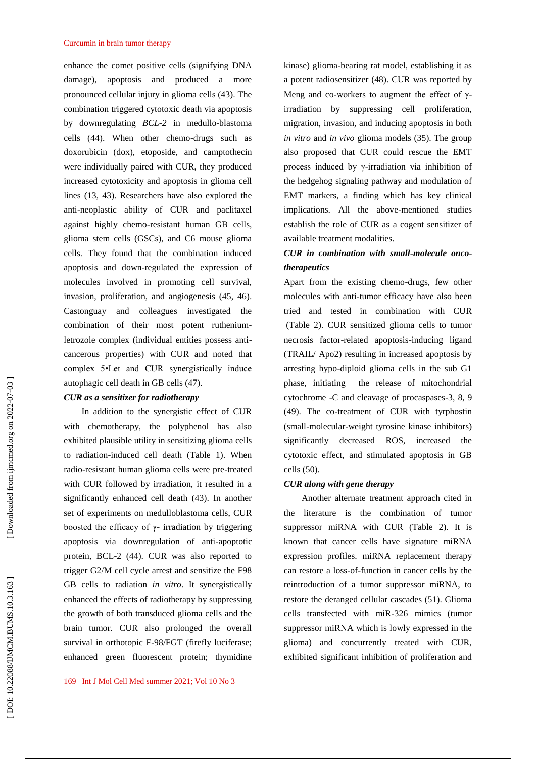enhance the comet positive cells (signifying DNA damage), apoptosis and produced a more pronounced cellular injury in glioma cells (43). The combination triggered cytotoxic death via apoptosis by downregulating *BCL-2* in medullo-blastoma cells (44). When other chemo-drugs such as doxorubicin (dox), etoposide, and camptothecin were individually paired with CUR, they produced increased cytotoxicity and apoptosis in glioma cell lines (13, 43). Researchers have also explored the anti-neoplastic ability of CUR and paclitaxel against highly chemo-resistant human GB cells, glioma stem cells (GSCs), and C6 mouse glioma cells. They found that the combination induced apoptosis and down-regulated the expression of molecules involved in promoting cell survival, invasion, proliferation, and angiogenesis (45, 46). Castonguay and colleagues investigated the combination of their most potent ruthenium-letrozole complex (individual entities possess anti-cancerous properties) with CUR and noted that complex 5•Let and CUR synergistically induce autophagic cell death in GB cells (47).

***CUR as a sensitizer for radiotherapy***

In addition to the synergistic effect of CUR with chemotherapy, the polyphenol has also exhibited plausible utility in sensitizing glioma cells to radiation-induced cell death (Table 1). When radio-resistant human glioma cells were pre-treated with CUR followed by irradiation, it resulted in a significantly enhanced cell death (43). In another set of experiments on medulloblastoma cells, CUR boosted the efficacy of γ- irradiation by triggering apoptosis via downregulation of anti-apoptotic protein, BCL-2 (44). CUR was also reported to trigger G2/M cell cycle arrest and sensitize the F98 GB cells to radiation *in vitro*. It synergistically enhanced the effects of radiotherapy by suppressing the growth of both transduced glioma cells and the brain tumor. CUR also prolonged the overall survival in orthotopic F-98/FGT (firefly luciferase; enhanced green fluorescent protein; thymidine kinase) glioma-bearing rat model, establishing it as a potent radiosensitizer (48). CUR was reported by Meng and co-workers to augment the effect of γ-irradiation by suppressing cell proliferation, migration, invasion, and inducing apoptosis in both *in vitro* and *in vivo* glioma models (35). The group also proposed that CUR could rescue the EMT process induced by γ-irradiation via inhibition of the hedgehog signaling pathway and modulation of EMT markers, a finding which has key clinical implications. All the above-mentioned studies establish the role of CUR as a cogent sensitizer of available treatment modalities.

***CUR in combination with small-molecule onco-therapeutics***

Apart from the existing chemo-drugs, few other molecules with anti-tumor efficacy have also been tried and tested in combination with CUR (Table 2). CUR sensitized glioma cells to tumor necrosis factor-related apoptosis-inducing ligand (TRAIL/ Apo2) resulting in increased apoptosis by arresting hypo-diploid glioma cells in the sub G1 phase, initiating the release of mitochondrial cytochrome -C and cleavage of procaspases-3, 8, 9 (49). The co-treatment of CUR with tyrphostin (small-molecular-weight tyrosine kinase inhibitors) significantly decreased ROS, increased the cytotoxic effect, and stimulated apoptosis in GB cells (50).

***CUR along with gene therapy***

Another alternate treatment approach cited in the literature is the combination of tumor suppressor miRNA with CUR (Table 2). It is known that cancer cells have signature miRNA expression profiles. miRNA replacement therapy can restore a loss-of-function in cancer cells by the reintroduction of a tumor suppressor miRNA, to restore the deranged cellular cascades (51). Glioma cells transfected with miR-326 mimics (tumor suppressor miRNA which is lowly expressed in the glioma) and concurrently treated with CUR, exhibited significant inhibition of proliferation and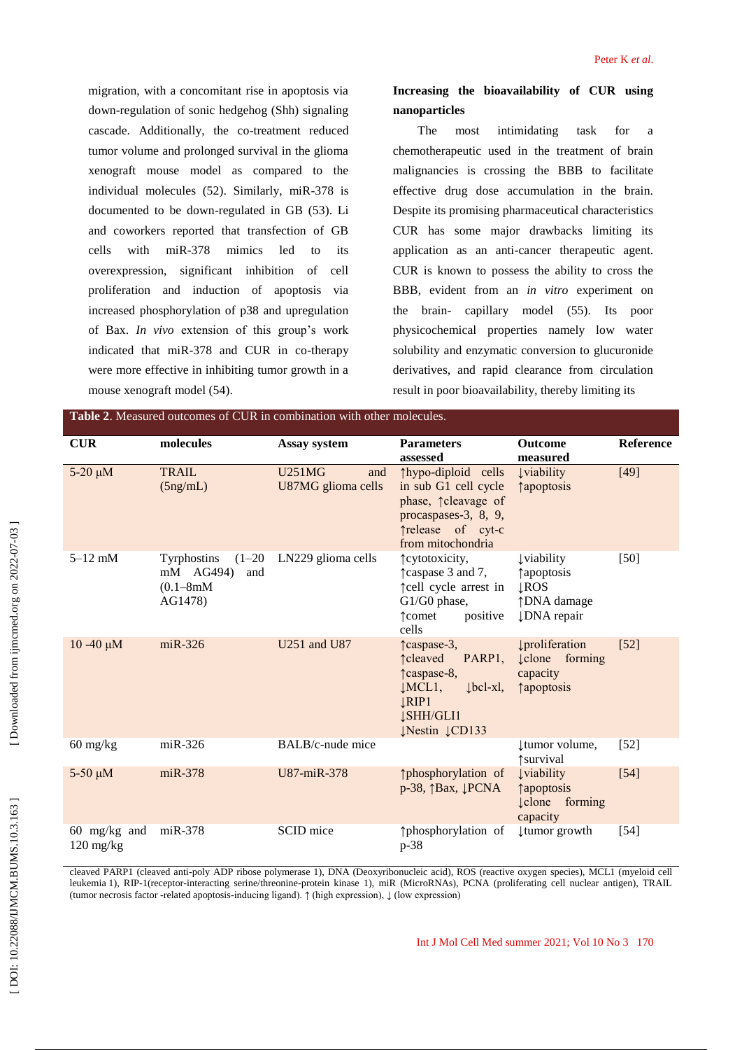migration, with a concomitant rise in apoptosis via down-regulation of sonic hedgehog (Shh) signaling cascade. Additionally, the co-treatment reduced tumor volume and prolonged survival in the glioma xenograft mouse model as compared to the individual molecules (52). Similarly, miR-378 is documented to be down-regulated in GB (53). Li and coworkers reported that transfection of GB cells with miR-378 mimics led to its overexpression, significant inhibition of cell proliferation and induction of apoptosis via increased phosphorylation of p38 and upregulation of Bax. *In vivo* extension of this group's work indicated that miR-378 and CUR in co-therapy were more effective in inhibiting tumor growth in a mouse xenograft model (54).

**Increasing the bioavailability of CUR using nanoparticles**

The most intimidating task for a chemotherapeutic used in the treatment of brain malignancies is crossing the BBB to facilitate effective drug dose accumulation in the brain. Despite its promising pharmaceutical characteristics CUR has some major drawbacks limiting its application as an anti-cancer therapeutic agent. CUR is known to possess the ability to cross the BBB, evident from an *in vitro* experiment on the brain- capillary model (55). Its poor physicochemical properties namely low water solubility and enzymatic conversion to glucuronide derivatives, and rapid clearance from circulation result in poor bioavailability, thereby limiting its

**Table 2**. Measured outcomes of CUR in combination with other molecules.

| CUR | molecules | Assay system | Parameters assessed | Outcome measured | Reference |
|---|---|---|---|---|---|
| 5-20 µM | TRAIL (5ng/mL) | U251MG and U87MG glioma cells | ↑hypo-diploid cells in sub G1 cell cycle phase, ↑cleavage of procaspases-3, 8, 9, ↑release of cyt-c from mitochondria | ↓viability ↑apoptosis | [49] |
| 5–12 mM | Tyrphostins (1–20 mM AG494) and (0.1–8mM AG1478) | LN229 glioma cells | ↑cytotoxicity, ↑caspase 3 and 7, ↑cell cycle arrest in G1/G0 phase, ↑comet positive cells | ↓viability ↑apoptosis ↓ROS ↑DNA damage ↓DNA repair | [50] |
| 10 -40 µM | miR-326 | U251 and U87 | ↑caspase-3, ↑cleaved PARP1, ↑caspase-8, ↓MCL1, ↓bcl-xl, ↓RIP1 ↓SHH/GLI1 ↓Nestin ↓CD133 | ↓proliferation ↓clone forming capacity ↑apoptosis | [52] |
| 60 mg/kg | miR-326 | BALB/c-nude mice | | ↓tumor volume, ↑survival | [52] |
| 5-50 µM | miR-378 | U87-miR-378 | ↑phosphorylation of p-38, ↑Bax, ↓PCNA | ↓viability ↑apoptosis ↓clone forming capacity | [54] |
| 60 mg/kg and 120 mg/kg | miR-378 | SCID mice | ↑phosphorylation of p-38 | ↓tumor growth | [54] |

cleaved PARP1 (cleaved anti-poly ADP ribose polymerase 1), DNA (Deoxyribonucleic acid), ROS (reactive oxygen species), MCL1 (myeloid cell leukemia 1), RIP-1(receptor-interacting serine/threonine-protein kinase 1), miR (MicroRNAs), PCNA (proliferating cell nuclear antigen), TRAIL (tumor necrosis factor -related apoptosis-inducing ligand). ↑ (high expression), ↓ (low expression)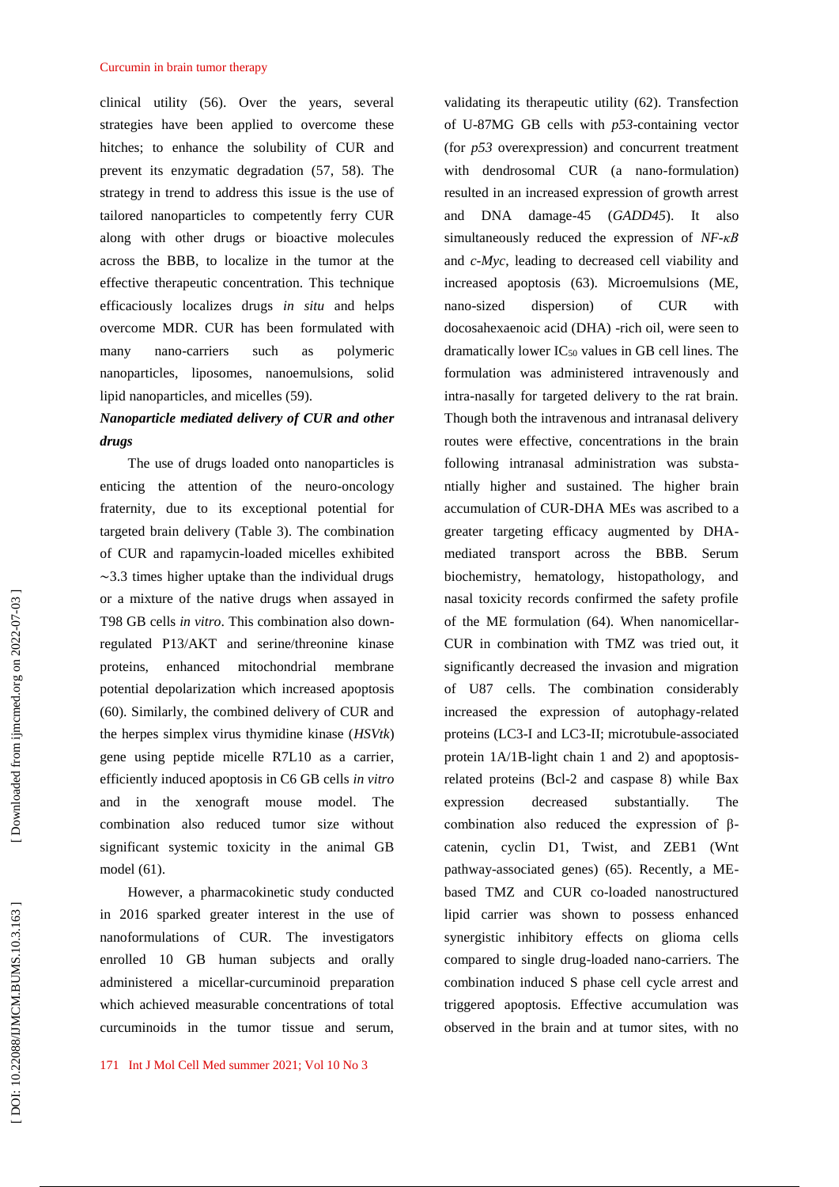clinical utility (56). Over the years, several strategies have been applied to overcome these hitches; to enhance the solubility of CUR and prevent its enzymatic degradation (57, 58). The strategy in trend to address this issue is the use of tailored nanoparticles to competently ferry CUR along with other drugs or bioactive molecules across the BBB, to localize in the tumor at the effective therapeutic concentration. This technique efficaciously localizes drugs *in situ* and helps overcome MDR. CUR has been formulated with many nano-carriers such as polymeric nanoparticles, liposomes, nanoemulsions, solid lipid nanoparticles, and micelles (59).

### *Nanoparticle mediated delivery of CUR and other drugs*

The use of drugs loaded onto nanoparticles is enticing the attention of the neuro-oncology fraternity, due to its exceptional potential for targeted brain delivery (Table 3). The combination of CUR and rapamycin-loaded micelles exhibited ∼3.3 times higher uptake than the individual drugs or a mixture of the native drugs when assayed in T98 GB cells *in vitro*. This combination also down-regulated P13/AKT and serine/threonine kinase proteins, enhanced mitochondrial membrane potential depolarization which increased apoptosis (60). Similarly, the combined delivery of CUR and the herpes simplex virus thymidine kinase (*HSVtk*) gene using peptide micelle R7L10 as a carrier, efficiently induced apoptosis in C6 GB cells *in vitro* and in the xenograft mouse model. The combination also reduced tumor size without significant systemic toxicity in the animal GB model (61).

However, a pharmacokinetic study conducted in 2016 sparked greater interest in the use of nanoformulations of CUR. The investigators enrolled 10 GB human subjects and orally administered a micellar-curcuminoid preparation which achieved measurable concentrations of total curcuminoids in the tumor tissue and serum, validating its therapeutic utility (62). Transfection of U-87MG GB cells with *p53*-containing vector (for *p53* overexpression) and concurrent treatment with dendrosomal CUR (a nano-formulation) resulted in an increased expression of growth arrest and DNA damage-45 (*GADD45*). It also simultaneously reduced the expression of *NF-κB* and *c-Myc*, leading to decreased cell viability and increased apoptosis (63). Microemulsions (ME, nano-sized dispersion) of CUR with docosahexaenoic acid (DHA) -rich oil, were seen to dramatically lower $IC_{50}$ values in GB cell lines. The formulation was administered intravenously and intra-nasally for targeted delivery to the rat brain. Though both the intravenous and intranasal delivery routes were effective, concentrations in the brain following intranasal administration was substantially higher and sustained. The higher brain accumulation of CUR-DHA MEs was ascribed to a greater targeting efficacy augmented by DHA-mediated transport across the BBB. Serum biochemistry, hematology, histopathology, and nasal toxicity records confirmed the safety profile of the ME formulation (64). When nanomicellar-CUR in combination with TMZ was tried out, it significantly decreased the invasion and migration of U87 cells. The combination considerably increased the expression of autophagy-related proteins (LC3-I and LC3-II; microtubule-associated protein 1A/1B-light chain 1 and 2) and apoptosis-related proteins (Bcl-2 and caspase 8) while Bax expression decreased substantially. The combination also reduced the expression of β-catenin, cyclin D1, Twist, and ZEB1 (Wnt pathway-associated genes) (65). Recently, a ME-based TMZ and CUR co-loaded nanostructured lipid carrier was shown to possess enhanced synergistic inhibitory effects on glioma cells compared to single drug-loaded nano-carriers. The combination induced S phase cell cycle arrest and triggered apoptosis. Effective accumulation was observed in the brain and at tumor sites, with no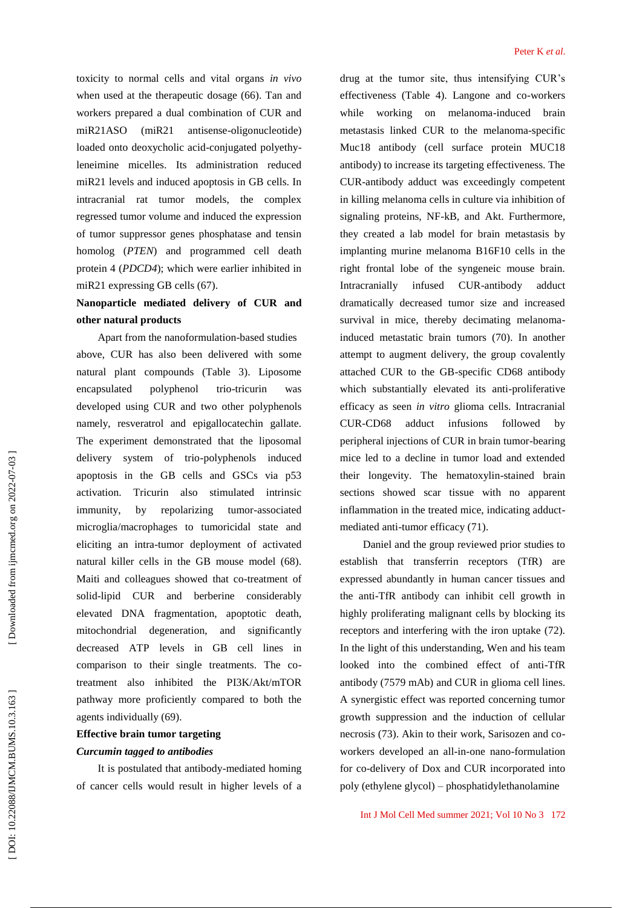toxicity to normal cells and vital organs *in vivo* when used at the therapeutic dosage (66). Tan and workers prepared a dual combination of CUR and miR21ASO (miR21 antisense-oligonucleotide) loaded onto deoxycholic acid-conjugated polyethyleneimine micelles. Its administration reduced miR21 levels and induced apoptosis in GB cells. In intracranial rat tumor models, the complex regressed tumor volume and induced the expression of tumor suppressor genes phosphatase and tensin homolog (*PTEN*) and programmed cell death protein 4 (*PDCD4*); which were earlier inhibited in miR21 expressing GB cells (67).

**Nanoparticle mediated delivery of CUR and other natural products**

Apart from the nanoformulation-based studies above, CUR has also been delivered with some natural plant compounds (Table 3). Liposome encapsulated polyphenol trio-tricurin was developed using CUR and two other polyphenols namely, resveratrol and epigallocatechin gallate. The experiment demonstrated that the liposomal delivery system of trio-polyphenols induced apoptosis in the GB cells and GSCs via p53 activation. Tricurin also stimulated intrinsic immunity, by repolarizing tumor-associated microglia/macrophages to tumoricidal state and eliciting an intra-tumor deployment of activated natural killer cells in the GB mouse model (68). Maiti and colleagues showed that co-treatment of solid-lipid CUR and berberine considerably elevated DNA fragmentation, apoptotic death, mitochondrial degeneration, and significantly decreased ATP levels in GB cell lines in comparison to their single treatments. The co-treatment also inhibited the PI3K/Akt/mTOR pathway more proficiently compared to both the agents individually (69).

**Effective brain tumor targeting**

***Curcumin tagged to antibodies***

It is postulated that antibody-mediated homing of cancer cells would result in higher levels of a drug at the tumor site, thus intensifying CUR's effectiveness (Table 4). Langone and co-workers while working on melanoma-induced brain metastasis linked CUR to the melanoma-specific Muc18 antibody (cell surface protein MUC18 antibody) to increase its targeting effectiveness. The CUR-antibody adduct was exceedingly competent in killing melanoma cells in culture via inhibition of signaling proteins, NF-kB, and Akt. Furthermore, they created a lab model for brain metastasis by implanting murine melanoma B16F10 cells in the right frontal lobe of the syngeneic mouse brain. Intracranially infused CUR-antibody adduct dramatically decreased tumor size and increased survival in mice, thereby decimating melanoma-induced metastatic brain tumors (70). In another attempt to augment delivery, the group covalently attached CUR to the GB-specific CD68 antibody which substantially elevated its anti-proliferative efficacy as seen *in vitro* glioma cells. Intracranial CUR-CD68 adduct infusions followed by peripheral injections of CUR in brain tumor-bearing mice led to a decline in tumor load and extended their longevity. The hematoxylin-stained brain sections showed scar tissue with no apparent inflammation in the treated mice, indicating adduct-mediated anti-tumor efficacy (71).

Daniel and the group reviewed prior studies to establish that transferrin receptors (TfR) are expressed abundantly in human cancer tissues and the anti-TfR antibody can inhibit cell growth in highly proliferating malignant cells by blocking its receptors and interfering with the iron uptake (72). In the light of this understanding, Wen and his team looked into the combined effect of anti-TfR antibody (7579 mAb) and CUR in glioma cell lines. A synergistic effect was reported concerning tumor growth suppression and the induction of cellular necrosis (73). Akin to their work, Sarisozen and co-workers developed an all-in-one nano-formulation for co-delivery of Dox and CUR incorporated into poly (ethylene glycol) – phosphatidylethanolamine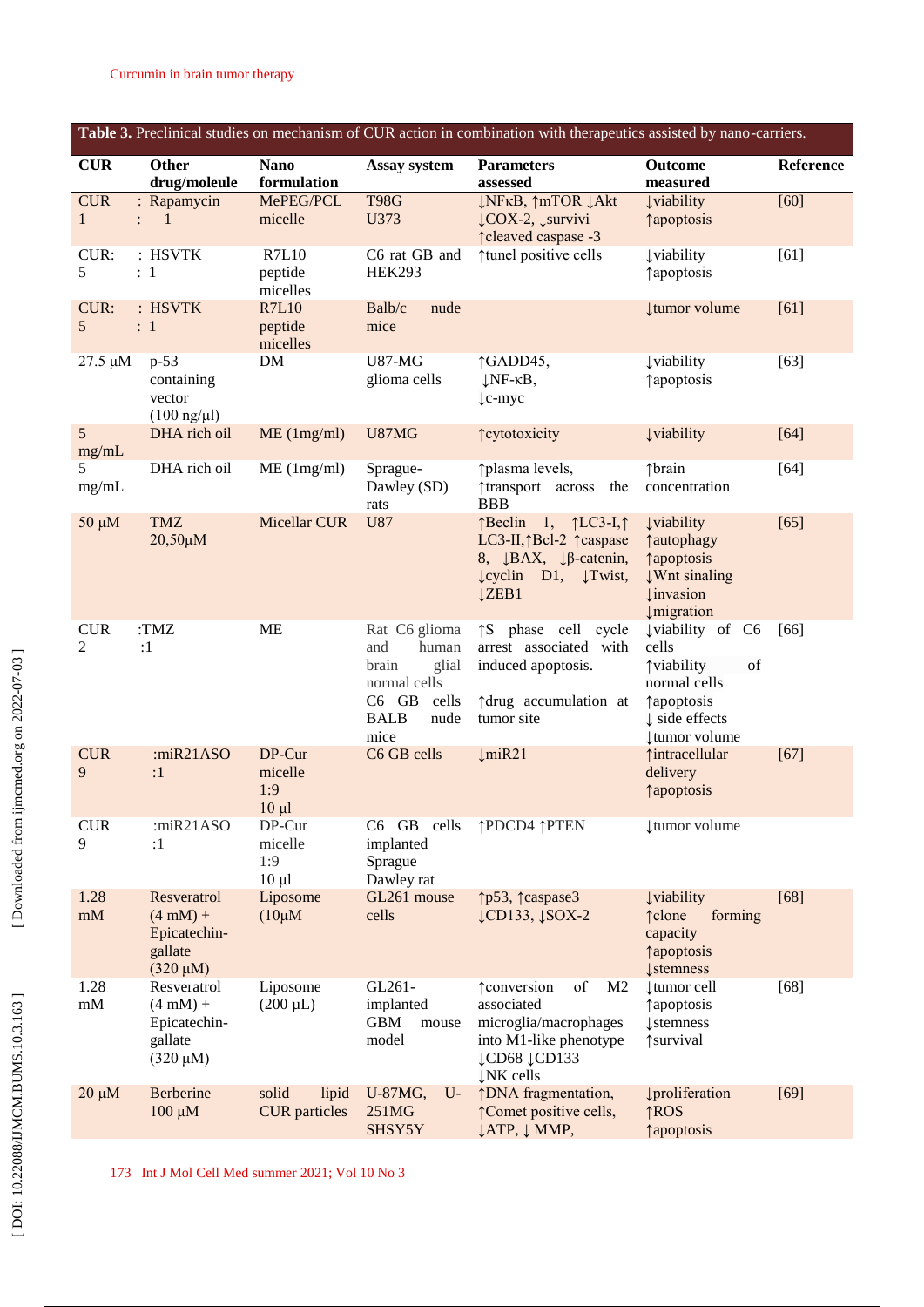**Table 3.** Preclinical studies on mechanism of CUR action in combination with therapeutics assisted by nano-carriers.

| CUR | Other drug/moleule | Nano formulation | Assay system | Parameters assessed | Outcome measured | Reference |
|---|---|---|---|---|---|---|
| CUR 1 | : Rapamycin : 1 | MePEG/PCL micelle | T98G U373 | ↓NFκB, ↑mTOR ↓Akt ↓COX-2, ↓survivi ↑cleaved caspase -3 | ↓viability ↑apoptosis | [60] |
| CUR: 5 | : HSVTK : 1 | R7L10 peptide micelles | C6 rat GB and HEK293 | ↑tunel positive cells | ↓viability ↑apoptosis | [61] |
| CUR: 5 | : HSVTK : 1 | R7L10 peptide micelles | Balb/c nude mice | | ↓tumor volume | [61] |
| 27.5 µM | p-53 containing vector (100 ng/µl) | DM | U87-MG glioma cells | ↑GADD45, ↓NF-κB, ↓c-myc | ↓viability ↑apoptosis | [63] |
| 5 mg/mL | DHA rich oil | ME (1mg/ml) | U87MG | ↑cytotoxicity | ↓viability | [64] |
| 5 mg/mL | DHA rich oil | ME (1mg/ml) | Sprague-Dawley (SD) rats | ↑plasma levels, ↑transport across the BBB | ↑brain concentration | [64] |
| 50 µM | TMZ 20,50µM | Micellar CUR | U87 | ↑Beclin 1, ↑LC3-I,↑ LC3-II,↑Bcl-2 ↑caspase 8, ↓BAX, ↓β-catenin, ↓cyclin D1, ↓Twist, ↓ZEB1 | ↓viability ↑autophagy ↑apoptosis ↓Wnt sinaling ↓invasion ↓migration | [65] |
| CUR 2 | :TMZ :1 | ME | Rat C6 glioma and human brain glial normal cells C6 GB cells BALB nude mice | ↑S phase cell cycle arrest associated with induced apoptosis. ↑drug accumulation at tumor site | ↓viability of C6 cells ↑viability of normal cells ↑apoptosis ↓ side effects ↓tumor volume | [66] |
| CUR 9 | :miR21ASO :1 | DP-Cur micelle 1:9 10 µl | C6 GB cells | ↓miR21 | ↑intracellular delivery ↑apoptosis | [67] |
| CUR 9 | :miR21ASO :1 | DP-Cur micelle 1:9 10 µl | C6 GB cells implanted Sprague Dawley rat | ↑PDCD4 ↑PTEN | ↓tumor volume | |
| 1.28 mM | Resveratrol (4 mM) + Epicatechin-gallate (320 µM) | Liposome (10µM | GL261 mouse cells | ↑p53, ↑caspase3 ↓CD133, ↓SOX-2 | ↓viability ↑clone forming capacity ↑apoptosis ↓stemness | [68] |
| 1.28 mM | Resveratrol (4 mM) + Epicatechin-gallate (320 µM) | Liposome (200 µL) | GL261-implanted GBM mouse model | ↑conversion of M2 associated microglia/macrophages into M1-like phenotype ↓CD68 ↓CD133 ↓NK cells | ↓tumor cell ↑apoptosis ↓stemness ↑survival | [68] |
| 20 µM | Berberine 100 µM | solid lipid CUR particles | U-87MG, U-251MG SHSY5Y | ↑DNA fragmentation, ↑Comet positive cells, ↓ATP, ↓ MMP, | ↓proliferation ↑ROS ↑apoptosis | [69] |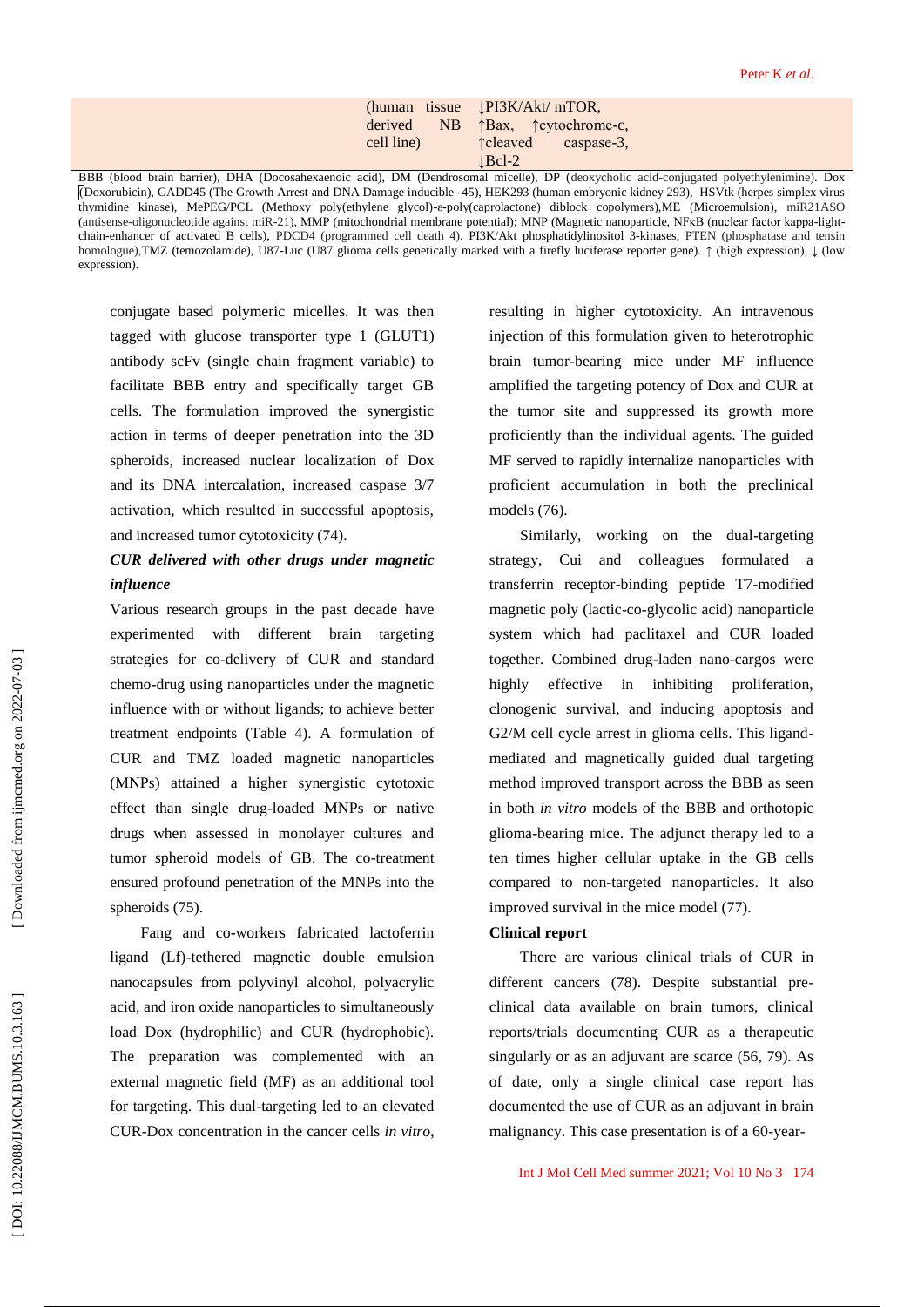| | | (human tissue derived NB cell line) | ↓PI3K/Akt/ mTOR, ↑Bax, ↑cytochrome-c, ↑cleaved caspase-3, ↓Bcl-2 |
|---|---|---|---|

BBB (blood brain barrier), DHA (Docosahexaenoic acid), DM (Dendrosomal micelle), DP (deoxycholic acid-conjugated polyethylenimine). Dox (Doxorubicin), GADD45 (The Growth Arrest and DNA Damage inducible -45), HEK293 (human embryonic kidney 293), HSVtk (herpes simplex virus thymidine kinase), MePEG/PCL (Methoxy poly(ethylene glycol)-ε-poly(caprolactone) diblock copolymers),ME (Microemulsion), miR21ASO (antisense-oligonucleotide against miR-21), MMP (mitochondrial membrane potential); MNP (Magnetic nanoparticle, NFκB (nuclear factor kappa-light-chain-enhancer of activated B cells), PDCD4 (programmed cell death 4). PI3K/Akt phosphatidylinositol 3-kinases, PTEN (phosphatase and tensin homologue),TMZ (temozolamide), U87-Luc (U87 glioma cells genetically marked with a firefly luciferase reporter gene). ↑ (high expression), ↓ (low expression).

conjugate based polymeric micelles. It was then tagged with glucose transporter type 1 (GLUT1) antibody scFv (single chain fragment variable) to facilitate BBB entry and specifically target GB cells. The formulation improved the synergistic action in terms of deeper penetration into the 3D spheroids, increased nuclear localization of Dox and its DNA intercalation, increased caspase 3/7 activation, which resulted in successful apoptosis, and increased tumor cytotoxicity (74).

***CUR delivered with other drugs under magnetic influence***

Various research groups in the past decade have experimented with different brain targeting strategies for co-delivery of CUR and standard chemo-drug using nanoparticles under the magnetic influence with or without ligands; to achieve better treatment endpoints (Table 4). A formulation of CUR and TMZ loaded magnetic nanoparticles (MNPs) attained a higher synergistic cytotoxic effect than single drug-loaded MNPs or native drugs when assessed in monolayer cultures and tumor spheroid models of GB. The co-treatment ensured profound penetration of the MNPs into the spheroids (75).

Fang and co-workers fabricated lactoferrin ligand (Lf)-tethered magnetic double emulsion nanocapsules from polyvinyl alcohol, polyacrylic acid, and iron oxide nanoparticles to simultaneously load Dox (hydrophilic) and CUR (hydrophobic). The preparation was complemented with an external magnetic field (MF) as an additional tool for targeting. This dual-targeting led to an elevated CUR-Dox concentration in the cancer cells *in vitro*, resulting in higher cytotoxicity. An intravenous injection of this formulation given to heterotrophic brain tumor-bearing mice under MF influence amplified the targeting potency of Dox and CUR at the tumor site and suppressed its growth more proficiently than the individual agents. The guided MF served to rapidly internalize nanoparticles with proficient accumulation in both the preclinical models (76).

Similarly, working on the dual-targeting strategy, Cui and colleagues formulated a transferrin receptor-binding peptide T7-modified magnetic poly (lactic-co-glycolic acid) nanoparticle system which had paclitaxel and CUR loaded together. Combined drug-laden nano-cargos were highly effective in inhibiting proliferation, clonogenic survival, and inducing apoptosis and G2/M cell cycle arrest in glioma cells. This ligand-mediated and magnetically guided dual targeting method improved transport across the BBB as seen in both *in vitro* models of the BBB and orthotopic glioma-bearing mice. The adjunct therapy led to a ten times higher cellular uptake in the GB cells compared to non-targeted nanoparticles. It also improved survival in the mice model (77).

**Clinical report**

There are various clinical trials of CUR in different cancers (78). Despite substantial pre-clinical data available on brain tumors, clinical reports/trials documenting CUR as a therapeutic singularly or as an adjuvant are scarce (56, 79). As of date, only a single clinical case report has documented the use of CUR as an adjuvant in brain malignancy. This case presentation is of a 60-year-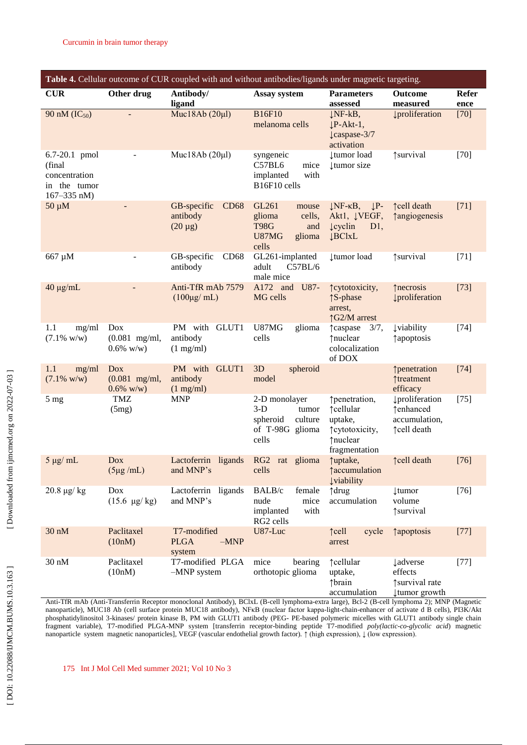**Table 4.** Cellular outcome of CUR coupled with and without antibodies/ligands under magnetic targeting.

| CUR | Other drug | Antibody/ ligand | Assay system | Parameters assessed | Outcome measured | Reference |
|---|---|---|---|---|---|---|
| 90 nM ($IC_{50}$) | - | Muc18Ab (20µl) | B16F10 melanoma cells | ↓NF-kB, ↓P-Akt-1, ↓caspase-3/7 activation | ↓proliferation | [70] |
| 6.7-20.1 pmol (final concentration in the tumor 167–335 nM) | - | Muc18Ab (20µl) | syngeneic C57BL6 mice implanted with B16F10 cells | ↓tumor load ↓tumor size | ↑survival | [70] |
| 50 µM | - | GB-specific CD68 antibody (20 µg) | GL261 mouse glioma cells, T98G and U87MG glioma cells | ↓NF-κB, ↓P-Akt1, ↓VEGF, ↓cyclin D1, ↓BClxL | ↑cell death ↑angiogenesis | [71] |
| 667 µM | - | GB-specific CD68 antibody | GL261-implanted adult C57BL/6 male mice | ↓tumor load | ↑survival | [71] |
| 40 µg/mL | - | Anti-TfR mAb 7579 (100µg/ mL) | A172 and U87-MG cells | ↑cytotoxicity, ↑S-phase arrest, ↑G2/M arrest | ↑necrosis ↓proliferation | [73] |
| 1.1 mg/ml (7.1% w/w) | Dox (0.081 mg/ml, 0.6% w/w) | PM with GLUT1 antibody (1 mg/ml) | U87MG glioma cells | ↑caspase 3/7, ↑nuclear colocalization of DOX | ↓viability ↑apoptosis | [74] |
| 1.1 mg/ml (7.1% w/w) | Dox (0.081 mg/ml, 0.6% w/w) | PM with GLUT1 antibody (1 mg/ml) | 3D spheroid model | | ↑penetration ↑treatment efficacy | [74] |
| 5 mg | TMZ (5mg) | MNP | 2-D monolayer 3-D tumor spheroid culture of T-98G glioma cells | ↑penetration, ↑cellular uptake, ↑cytotoxicity, ↑nuclear fragmentation | ↓proliferation ↑enhanced accumulation, ↑cell death | [75] |
| 5 µg/ mL | Dox (5µg /mL) | Lactoferrin ligands and MNP's | RG2 rat glioma cells | ↑uptake, ↑accumulation ↓viability | ↑cell death | [76] |
| 20.8 µg/ kg | Dox (15.6 µg/ kg) | Lactoferrin ligands and MNP's | BALB/c female nude mice implanted with RG2 cells | ↑drug accumulation | ↓tumor volume ↑survival | [76] |
| 30 nM | Paclitaxel (10nM) | T7-modified PLGA –MNP system | U87-Luc | ↑cell cycle arrest | ↑apoptosis | [77] |
| 30 nM | Paclitaxel (10nM) | T7-modified PLGA –MNP system | mice bearing orthotopic glioma | ↑cellular uptake, ↑brain accumulation | ↓adverse effects ↑survival rate ↓tumor growth | [77] |

Anti-TfR mAb (Anti-Transferrin Receptor monoclonal Antibody), BClxL (B-cell lymphoma-extra large), Bcl-2 (B-cell lymphoma 2); MNP (Magnetic nanoparticle), MUC18 Ab (cell surface protein MUC18 antibody), NFκB (nuclear factor kappa-light-chain-enhancer of activate d B cells), PI3K/Akt phosphatidylinositol 3-kinases/ protein kinase B, PM with GLUT1 antibody (PEG- PE-based polymeric micelles with GLUT1 antibody single chain fragment variable), T7-modified PLGA-MNP system [transferrin receptor-binding peptide T7-modified *poly(lactic-co-glycolic acid*) magnetic nanoparticle system magnetic nanoparticles], VEGF (vascular endothelial growth factor). ↑ (high expression), ↓ (low expression).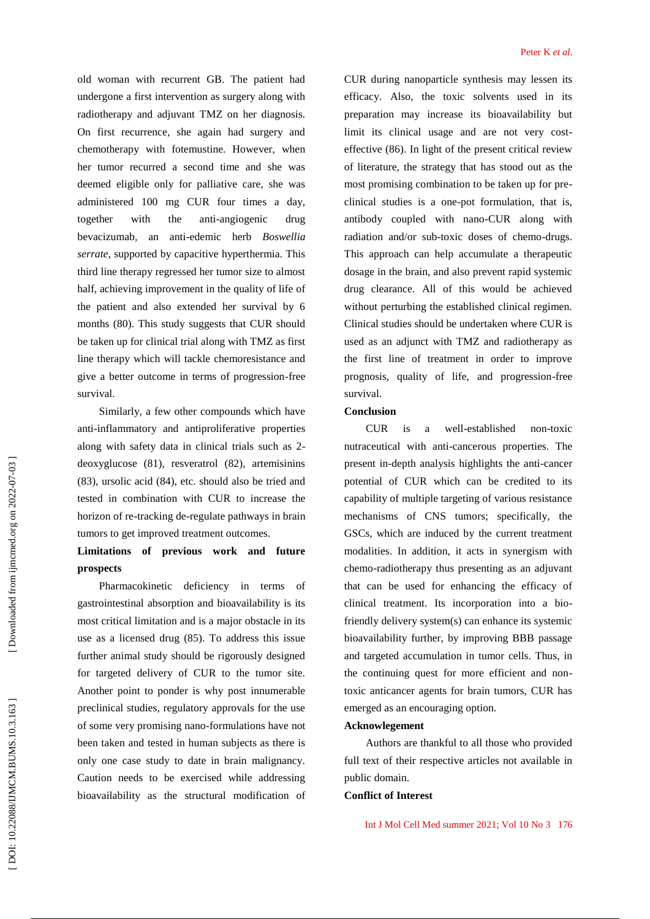old woman with recurrent GB. The patient had undergone a first intervention as surgery along with radiotherapy and adjuvant TMZ on her diagnosis. On first recurrence, she again had surgery and chemotherapy with fotemustine. However, when her tumor recurred a second time and she was deemed eligible only for palliative care, she was administered 100 mg CUR four times a day, together with the anti-angiogenic drug bevacizumab, an anti-edemic herb *Boswellia serrate*, supported by capacitive hyperthermia. This third line therapy regressed her tumor size to almost half, achieving improvement in the quality of life of the patient and also extended her survival by 6 months (80). This study suggests that CUR should be taken up for clinical trial along with TMZ as first line therapy which will tackle chemoresistance and give a better outcome in terms of progression-free survival.

Similarly, a few other compounds which have anti-inflammatory and antiproliferative properties along with safety data in clinical trials such as 2-deoxyglucose (81), resveratrol (82), artemisinins (83), ursolic acid (84), etc. should also be tried and tested in combination with CUR to increase the horizon of re-tracking de-regulate pathways in brain tumors to get improved treatment outcomes.

## Limitations of previous work and future prospects

Pharmacokinetic deficiency in terms of gastrointestinal absorption and bioavailability is its most critical limitation and is a major obstacle in its use as a licensed drug (85). To address this issue further animal study should be rigorously designed for targeted delivery of CUR to the tumor site. Another point to ponder is why post innumerable preclinical studies, regulatory approvals for the use of some very promising nano-formulations have not been taken and tested in human subjects as there is only one case study to date in brain malignancy. Caution needs to be exercised while addressing bioavailability as the structural modification of CUR during nanoparticle synthesis may lessen its efficacy. Also, the toxic solvents used in its preparation may increase its bioavailability but limit its clinical usage and are not very cost-effective (86). In light of the present critical review of literature, the strategy that has stood out as the most promising combination to be taken up for pre-clinical studies is a one-pot formulation, that is, antibody coupled with nano-CUR along with radiation and/or sub-toxic doses of chemo-drugs. This approach can help accumulate a therapeutic dosage in the brain, and also prevent rapid systemic drug clearance. All of this would be achieved without perturbing the established clinical regimen. Clinical studies should be undertaken where CUR is used as an adjunct with TMZ and radiotherapy as the first line of treatment in order to improve prognosis, quality of life, and progression-free survival.

## Conclusion

CUR is a well-established non-toxic nutraceutical with anti-cancerous properties. The present in-depth analysis highlights the anti-cancer potential of CUR which can be credited to its capability of multiple targeting of various resistance mechanisms of CNS tumors; specifically, the GSCs, which are induced by the current treatment modalities. In addition, it acts in synergism with chemo-radiotherapy thus presenting as an adjuvant that can be used for enhancing the efficacy of clinical treatment. Its incorporation into a bio-friendly delivery system(s) can enhance its systemic bioavailability further, by improving BBB passage and targeted accumulation in tumor cells. Thus, in the continuing quest for more efficient and non-toxic anticancer agents for brain tumors, CUR has emerged as an encouraging option.

## Acknowlegement

Authors are thankful to all those who provided full text of their respective articles not available in public domain.

## Conflict of Interest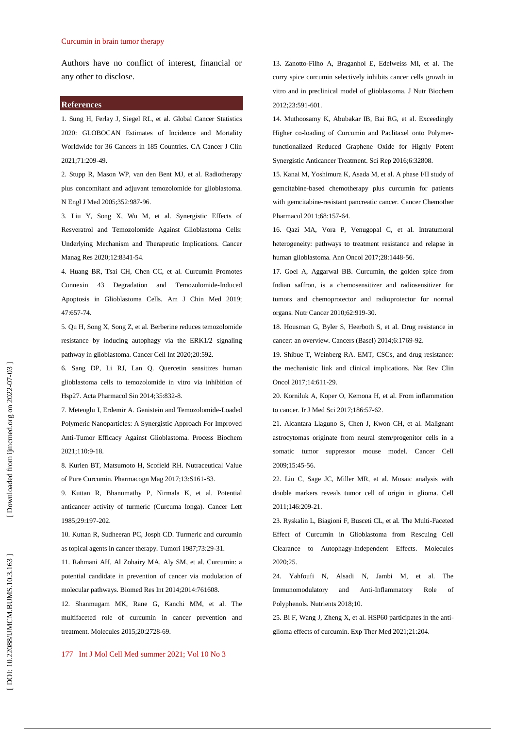Authors have no conflict of interest, financial or any other to disclose.

## References

1. Sung H, Ferlay J, Siegel RL, et al. Global Cancer Statistics 2020: GLOBOCAN Estimates of Incidence and Mortality Worldwide for 36 Cancers in 185 Countries. CA Cancer J Clin 2021;71:209-49.

2. Stupp R, Mason WP, van den Bent MJ, et al. Radiotherapy plus concomitant and adjuvant temozolomide for glioblastoma. N Engl J Med 2005;352:987-96.

3. Liu Y, Song X, Wu M, et al. Synergistic Effects of Resveratrol and Temozolomide Against Glioblastoma Cells: Underlying Mechanism and Therapeutic Implications. Cancer Manag Res 2020;12:8341-54.

4. Huang BR, Tsai CH, Chen CC, et al. Curcumin Promotes Connexin 43 Degradation and Temozolomide-Induced Apoptosis in Glioblastoma Cells. Am J Chin Med 2019; 47:657-74.

5. Qu H, Song X, Song Z, et al. Berberine reduces temozolomide resistance by inducing autophagy via the ERK1/2 signaling pathway in glioblastoma. Cancer Cell Int 2020;20:592.

6. Sang DP, Li RJ, Lan Q. Quercetin sensitizes human glioblastoma cells to temozolomide in vitro via inhibition of Hsp27. Acta Pharmacol Sin 2014;35:832-8.

7. Meteoglu I, Erdemir A. Genistein and Temozolomide-Loaded Polymeric Nanoparticles: A Synergistic Approach For Improved Anti-Tumor Efficacy Against Glioblastoma. Process Biochem 2021;110:9-18.

8. Kurien BT, Matsumoto H, Scofield RH. Nutraceutical Value of Pure Curcumin. Pharmacogn Mag 2017;13:S161-S3.

9. Kuttan R, Bhanumathy P, Nirmala K, et al. Potential anticancer activity of turmeric (Curcuma longa). Cancer Lett 1985;29:197-202.

10. Kuttan R, Sudheeran PC, Josph CD. Turmeric and curcumin as topical agents in cancer therapy. Tumori 1987;73:29-31.

11. Rahmani AH, Al Zohairy MA, Aly SM, et al. Curcumin: a potential candidate in prevention of cancer via modulation of molecular pathways. Biomed Res Int 2014;2014:761608.

12. Shanmugam MK, Rane G, Kanchi MM, et al. The multifaceted role of curcumin in cancer prevention and treatment. Molecules 2015;20:2728-69.

13. Zanotto-Filho A, Braganhol E, Edelweiss MI, et al. The curry spice curcumin selectively inhibits cancer cells growth in vitro and in preclinical model of glioblastoma. J Nutr Biochem 2012;23:591-601.

14. Muthoosamy K, Abubakar IB, Bai RG, et al. Exceedingly Higher co-loading of Curcumin and Paclitaxel onto Polymer-functionalized Reduced Graphene Oxide for Highly Potent Synergistic Anticancer Treatment. Sci Rep 2016;6:32808.

15. Kanai M, Yoshimura K, Asada M, et al. A phase I/II study of gemcitabine-based chemotherapy plus curcumin for patients with gemcitabine-resistant pancreatic cancer. Cancer Chemother Pharmacol 2011;68:157-64.

16. Qazi MA, Vora P, Venugopal C, et al. Intratumoral heterogeneity: pathways to treatment resistance and relapse in human glioblastoma. Ann Oncol 2017;28:1448-56.

17. Goel A, Aggarwal BB. Curcumin, the golden spice from Indian saffron, is a chemosensitizer and radiosensitizer for tumors and chemoprotector and radioprotector for normal organs. Nutr Cancer 2010;62:919-30.

18. Housman G, Byler S, Heerboth S, et al. Drug resistance in cancer: an overview. Cancers (Basel) 2014;6:1769-92.

19. Shibue T, Weinberg RA. EMT, CSCs, and drug resistance: the mechanistic link and clinical implications. Nat Rev Clin Oncol 2017;14:611-29.

20. Korniluk A, Koper O, Kemona H, et al. From inflammation to cancer. Ir J Med Sci 2017;186:57-62.

21. Alcantara Llaguno S, Chen J, Kwon CH, et al. Malignant astrocytomas originate from neural stem/progenitor cells in a somatic tumor suppressor mouse model. Cancer Cell 2009;15:45-56.

22. Liu C, Sage JC, Miller MR, et al. Mosaic analysis with double markers reveals tumor cell of origin in glioma. Cell 2011;146:209-21.

23. Ryskalin L, Biagioni F, Busceti CL, et al. The Multi-Faceted Effect of Curcumin in Glioblastoma from Rescuing Cell Clearance to Autophagy-Independent Effects. Molecules 2020;25.

24. Yahfoufi N, Alsadi N, Jambi M, et al. The Immunomodulatory and Anti-Inflammatory Role of Polyphenols. Nutrients 2018;10.

25. Bi F, Wang J, Zheng X, et al. HSP60 participates in the anti-glioma effects of curcumin. Exp Ther Med 2021;21:204.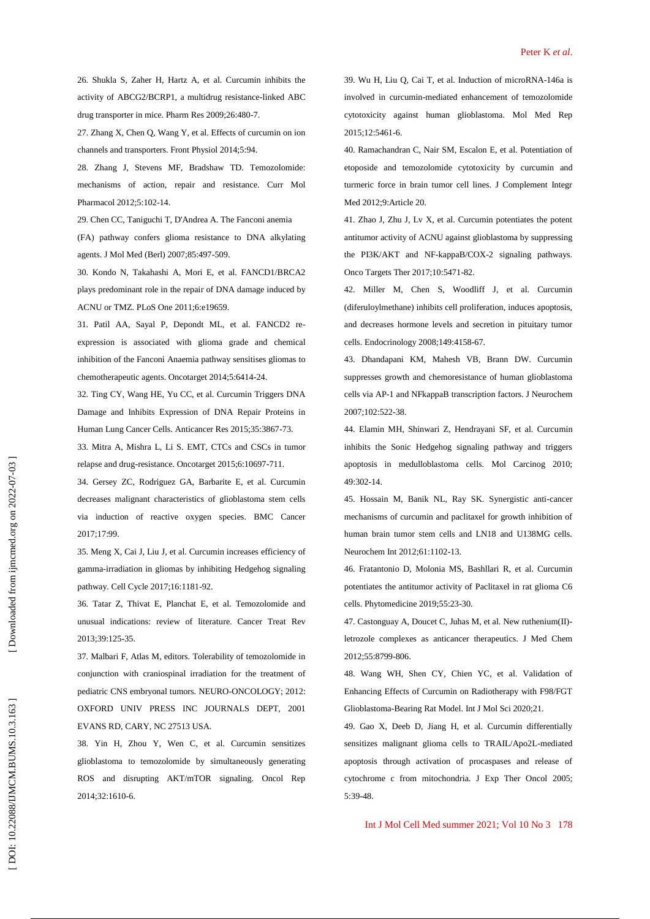26. Shukla S, Zaher H, Hartz A, et al. Curcumin inhibits the activity of ABCG2/BCRP1, a multidrug resistance-linked ABC drug transporter in mice. Pharm Res 2009;26:480-7.

27. Zhang X, Chen Q, Wang Y, et al. Effects of curcumin on ion channels and transporters. Front Physiol 2014;5:94.

28. Zhang J, Stevens MF, Bradshaw TD. Temozolomide: mechanisms of action, repair and resistance. Curr Mol Pharmacol 2012;5:102-14.

29. Chen CC, Taniguchi T, D'Andrea A. The Fanconi anemia (FA) pathway confers glioma resistance to DNA alkylating agents. J Mol Med (Berl) 2007;85:497-509.

30. Kondo N, Takahashi A, Mori E, et al. FANCD1/BRCA2 plays predominant role in the repair of DNA damage induced by ACNU or TMZ. PLoS One 2011;6:e19659.

31. Patil AA, Sayal P, Depondt ML, et al. FANCD2 re-expression is associated with glioma grade and chemical inhibition of the Fanconi Anaemia pathway sensitises gliomas to chemotherapeutic agents. Oncotarget 2014;5:6414-24.

32. Ting CY, Wang HE, Yu CC, et al. Curcumin Triggers DNA Damage and Inhibits Expression of DNA Repair Proteins in Human Lung Cancer Cells. Anticancer Res 2015;35:3867-73.

33. Mitra A, Mishra L, Li S. EMT, CTCs and CSCs in tumor relapse and drug-resistance. Oncotarget 2015;6:10697-711.

34. Gersey ZC, Rodriguez GA, Barbarite E, et al. Curcumin decreases malignant characteristics of glioblastoma stem cells via induction of reactive oxygen species. BMC Cancer 2017;17:99.

35. Meng X, Cai J, Liu J, et al. Curcumin increases efficiency of gamma-irradiation in gliomas by inhibiting Hedgehog signaling pathway. Cell Cycle 2017;16:1181-92.

36. Tatar Z, Thivat E, Planchat E, et al. Temozolomide and unusual indications: review of literature. Cancer Treat Rev 2013;39:125-35.

37. Malbari F, Atlas M, editors. Tolerability of temozolomide in conjunction with craniospinal irradiation for the treatment of pediatric CNS embryonal tumors. NEURO-ONCOLOGY; 2012: OXFORD UNIV PRESS INC JOURNALS DEPT, 2001 EVANS RD, CARY, NC 27513 USA.

38. Yin H, Zhou Y, Wen C, et al. Curcumin sensitizes glioblastoma to temozolomide by simultaneously generating ROS and disrupting AKT/mTOR signaling. Oncol Rep 2014;32:1610-6.

39. Wu H, Liu Q, Cai T, et al. Induction of microRNA-146a is involved in curcumin-mediated enhancement of temozolomide cytotoxicity against human glioblastoma. Mol Med Rep 2015;12:5461-6.

40. Ramachandran C, Nair SM, Escalon E, et al. Potentiation of etoposide and temozolomide cytotoxicity by curcumin and turmeric force in brain tumor cell lines. J Complement Integr Med 2012;9:Article 20.

41. Zhao J, Zhu J, Lv X, et al. Curcumin potentiates the potent antitumor activity of ACNU against glioblastoma by suppressing the PI3K/AKT and NF-kappaB/COX-2 signaling pathways. Onco Targets Ther 2017;10:5471-82.

42. Miller M, Chen S, Woodliff J, et al. Curcumin (diferuloylmethane) inhibits cell proliferation, induces apoptosis, and decreases hormone levels and secretion in pituitary tumor cells. Endocrinology 2008;149:4158-67.

43. Dhandapani KM, Mahesh VB, Brann DW. Curcumin suppresses growth and chemoresistance of human glioblastoma cells via AP-1 and NFkappaB transcription factors. J Neurochem 2007;102:522-38.

44. Elamin MH, Shinwari Z, Hendrayani SF, et al. Curcumin inhibits the Sonic Hedgehog signaling pathway and triggers apoptosis in medulloblastoma cells. Mol Carcinog 2010; 49:302-14.

45. Hossain M, Banik NL, Ray SK. Synergistic anti-cancer mechanisms of curcumin and paclitaxel for growth inhibition of human brain tumor stem cells and LN18 and U138MG cells. Neurochem Int 2012;61:1102-13.

46. Fratantonio D, Molonia MS, Bashllari R, et al. Curcumin potentiates the antitumor activity of Paclitaxel in rat glioma C6 cells. Phytomedicine 2019;55:23-30.

47. Castonguay A, Doucet C, Juhas M, et al. New ruthenium(II)-letrozole complexes as anticancer therapeutics. J Med Chem 2012;55:8799-806.

48. Wang WH, Shen CY, Chien YC, et al. Validation of Enhancing Effects of Curcumin on Radiotherapy with F98/FGT Glioblastoma-Bearing Rat Model. Int J Mol Sci 2020;21.

49. Gao X, Deeb D, Jiang H, et al. Curcumin differentially sensitizes malignant glioma cells to TRAIL/Apo2L-mediated apoptosis through activation of procaspases and release of cytochrome c from mitochondria. J Exp Ther Oncol 2005; 5:39-48.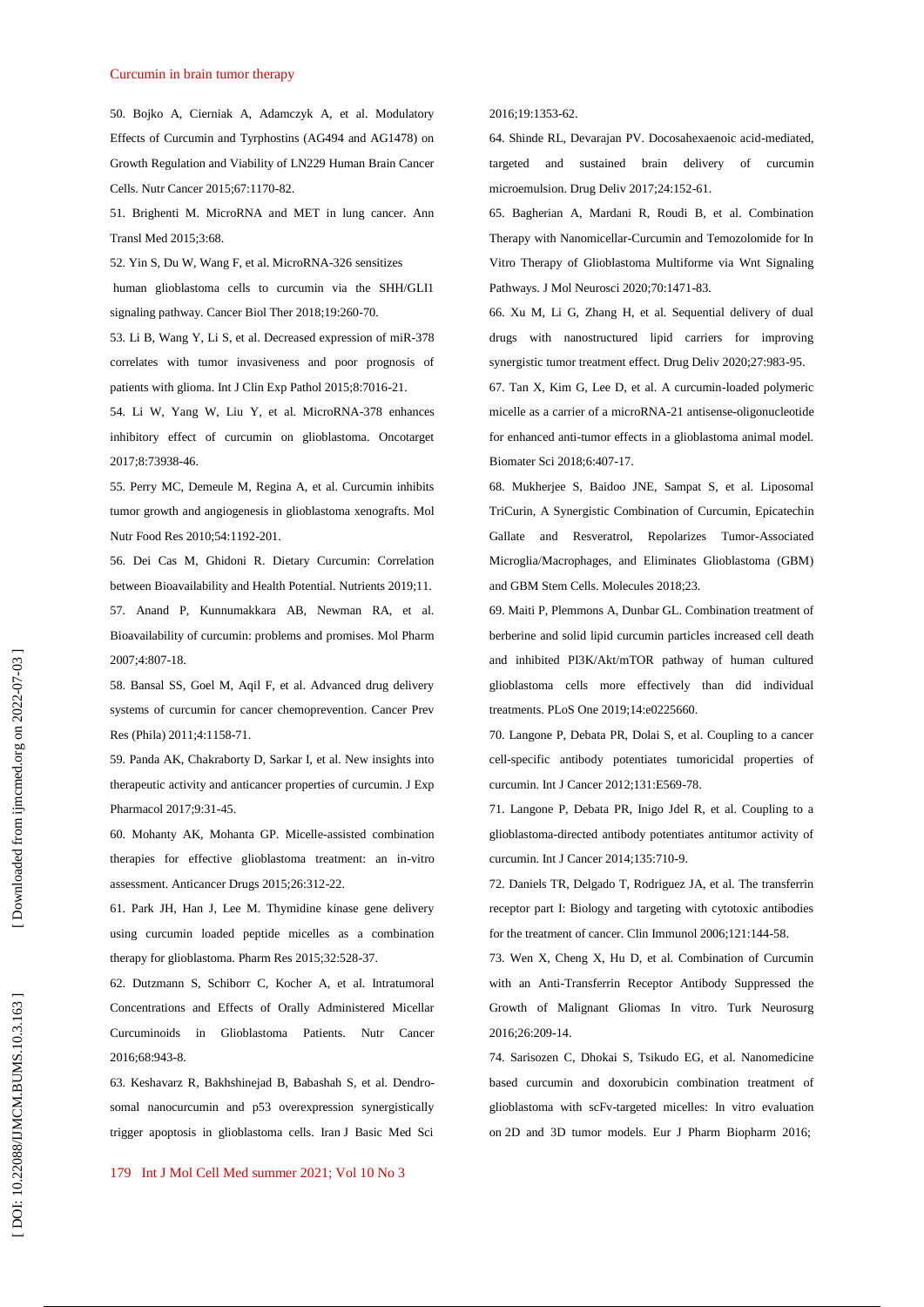50. Bojko A, Cierniak A, Adamczyk A, et al. Modulatory Effects of Curcumin and Tyrphostins (AG494 and AG1478) on Growth Regulation and Viability of LN229 Human Brain Cancer Cells. Nutr Cancer 2015;67:1170-82.

51. Brighenti M. MicroRNA and MET in lung cancer. Ann Transl Med 2015;3:68.

52. Yin S, Du W, Wang F, et al. MicroRNA-326 sensitizes human glioblastoma cells to curcumin via the SHH/GLI1 signaling pathway. Cancer Biol Ther 2018;19:260-70.

53. Li B, Wang Y, Li S, et al. Decreased expression of miR-378 correlates with tumor invasiveness and poor prognosis of patients with glioma. Int J Clin Exp Pathol 2015;8:7016-21.

54. Li W, Yang W, Liu Y, et al. MicroRNA-378 enhances inhibitory effect of curcumin on glioblastoma. Oncotarget 2017;8:73938-46.

55. Perry MC, Demeule M, Regina A, et al. Curcumin inhibits tumor growth and angiogenesis in glioblastoma xenografts. Mol Nutr Food Res 2010;54:1192-201.

56. Dei Cas M, Ghidoni R. Dietary Curcumin: Correlation between Bioavailability and Health Potential. Nutrients 2019;11.

57. Anand P, Kunnumakkara AB, Newman RA, et al. Bioavailability of curcumin: problems and promises. Mol Pharm 2007;4:807-18.

58. Bansal SS, Goel M, Aqil F, et al. Advanced drug delivery systems of curcumin for cancer chemoprevention. Cancer Prev Res (Phila) 2011;4:1158-71.

59. Panda AK, Chakraborty D, Sarkar I, et al. New insights into therapeutic activity and anticancer properties of curcumin. J Exp Pharmacol 2017;9:31-45.

60. Mohanty AK, Mohanta GP. Micelle-assisted combination therapies for effective glioblastoma treatment: an in-vitro assessment. Anticancer Drugs 2015;26:312-22.

61. Park JH, Han J, Lee M. Thymidine kinase gene delivery using curcumin loaded peptide micelles as a combination therapy for glioblastoma. Pharm Res 2015;32:528-37.

62. Dutzmann S, Schiborr C, Kocher A, et al. Intratumoral Concentrations and Effects of Orally Administered Micellar Curcuminoids in Glioblastoma Patients. Nutr Cancer 2016;68:943-8.

63. Keshavarz R, Bakhshinejad B, Babashah S, et al. Dendrosomal nanocurcumin and p53 overexpression synergistically trigger apoptosis in glioblastoma cells. Iran J Basic Med Sci 2016;19:1353-62.

64. Shinde RL, Devarajan PV. Docosahexaenoic acid-mediated, targeted and sustained brain delivery of curcumin microemulsion. Drug Deliv 2017;24:152-61.

65. Bagherian A, Mardani R, Roudi B, et al. Combination Therapy with Nanomicellar-Curcumin and Temozolomide for In Vitro Therapy of Glioblastoma Multiforme via Wnt Signaling Pathways. J Mol Neurosci 2020;70:1471-83.

66. Xu M, Li G, Zhang H, et al. Sequential delivery of dual drugs with nanostructured lipid carriers for improving synergistic tumor treatment effect. Drug Deliv 2020;27:983-95.

67. Tan X, Kim G, Lee D, et al. A curcumin-loaded polymeric micelle as a carrier of a microRNA-21 antisense-oligonucleotide for enhanced anti-tumor effects in a glioblastoma animal model. Biomater Sci 2018;6:407-17.

68. Mukherjee S, Baidoo JNE, Sampat S, et al. Liposomal TriCurin, A Synergistic Combination of Curcumin, Epicatechin Gallate and Resveratrol, Repolarizes Tumor-Associated Microglia/Macrophages, and Eliminates Glioblastoma (GBM) and GBM Stem Cells. Molecules 2018;23.

69. Maiti P, Plemmons A, Dunbar GL. Combination treatment of berberine and solid lipid curcumin particles increased cell death and inhibited PI3K/Akt/mTOR pathway of human cultured glioblastoma cells more effectively than did individual treatments. PLoS One 2019;14:e0225660.

70. Langone P, Debata PR, Dolai S, et al. Coupling to a cancer cell-specific antibody potentiates tumoricidal properties of curcumin. Int J Cancer 2012;131:E569-78.

71. Langone P, Debata PR, Inigo Jdel R, et al. Coupling to a glioblastoma-directed antibody potentiates antitumor activity of curcumin. Int J Cancer 2014;135:710-9.

72. Daniels TR, Delgado T, Rodriguez JA, et al. The transferrin receptor part I: Biology and targeting with cytotoxic antibodies for the treatment of cancer. Clin Immunol 2006;121:144-58.

73. Wen X, Cheng X, Hu D, et al. Combination of Curcumin with an Anti-Transferrin Receptor Antibody Suppressed the Growth of Malignant Gliomas In vitro. Turk Neurosurg 2016;26:209-14.

74. Sarisozen C, Dhokai S, Tsikudo EG, et al. Nanomedicine based curcumin and doxorubicin combination treatment of glioblastoma with scFv-targeted micelles: In vitro evaluation on 2D and 3D tumor models. Eur J Pharm Biopharm 2016;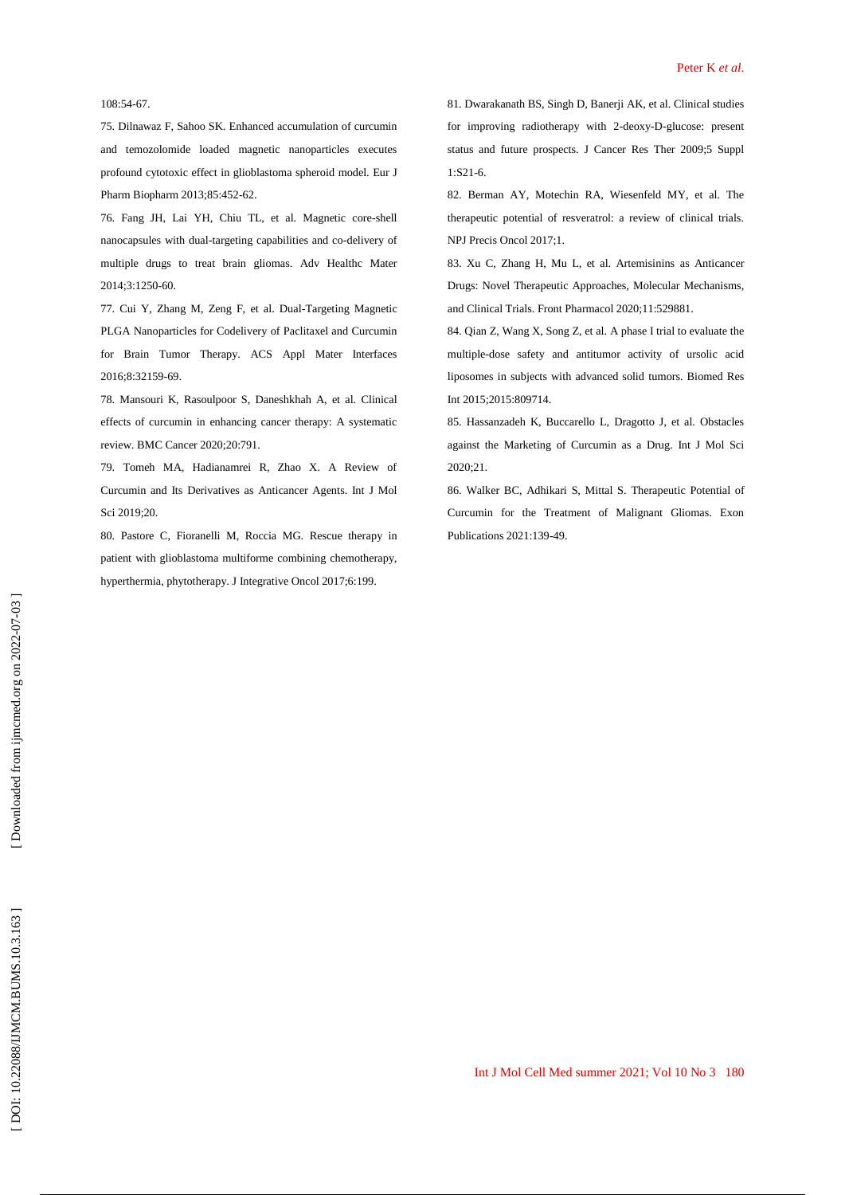108:54-67.

75. Dilnawaz F, Sahoo SK. Enhanced accumulation of curcumin and temozolomide loaded magnetic nanoparticles executes profound cytotoxic effect in glioblastoma spheroid model. Eur J Pharm Biopharm 2013;85:452-62.

76. Fang JH, Lai YH, Chiu TL, et al. Magnetic core-shell nanocapsules with dual-targeting capabilities and co-delivery of multiple drugs to treat brain gliomas. Adv Healthc Mater 2014;3:1250-60.

77. Cui Y, Zhang M, Zeng F, et al. Dual-Targeting Magnetic PLGA Nanoparticles for Codelivery of Paclitaxel and Curcumin for Brain Tumor Therapy. ACS Appl Mater Interfaces 2016;8:32159-69.

78. Mansouri K, Rasoulpoor S, Daneshkhah A, et al. Clinical effects of curcumin in enhancing cancer therapy: A systematic review. BMC Cancer 2020;20:791.

79. Tomeh MA, Hadianamrei R, Zhao X. A Review of Curcumin and Its Derivatives as Anticancer Agents. Int J Mol Sci 2019;20.

80. Pastore C, Fioranelli M, Roccia MG. Rescue therapy in patient with glioblastoma multiforme combining chemotherapy, hyperthermia, phytotherapy. J Integrative Oncol 2017;6:199.

81. Dwarakanath BS, Singh D, Banerji AK, et al. Clinical studies for improving radiotherapy with 2-deoxy-D-glucose: present status and future prospects. J Cancer Res Ther 2009;5 Suppl 1:S21-6.

82. Berman AY, Motechin RA, Wiesenfeld MY, et al. The therapeutic potential of resveratrol: a review of clinical trials. NPJ Precis Oncol 2017;1.

83. Xu C, Zhang H, Mu L, et al. Artemisinins as Anticancer Drugs: Novel Therapeutic Approaches, Molecular Mechanisms, and Clinical Trials. Front Pharmacol 2020;11:529881.

84. Qian Z, Wang X, Song Z, et al. A phase I trial to evaluate the multiple-dose safety and antitumor activity of ursolic acid liposomes in subjects with advanced solid tumors. Biomed Res Int 2015;2015:809714.

85. Hassanzadeh K, Buccarello L, Dragotto J, et al. Obstacles against the Marketing of Curcumin as a Drug. Int J Mol Sci 2020;21.

86. Walker BC, Adhikari S, Mittal S. Therapeutic Potential of Curcumin for the Treatment of Malignant Gliomas. Exon Publications 2021:139-49.